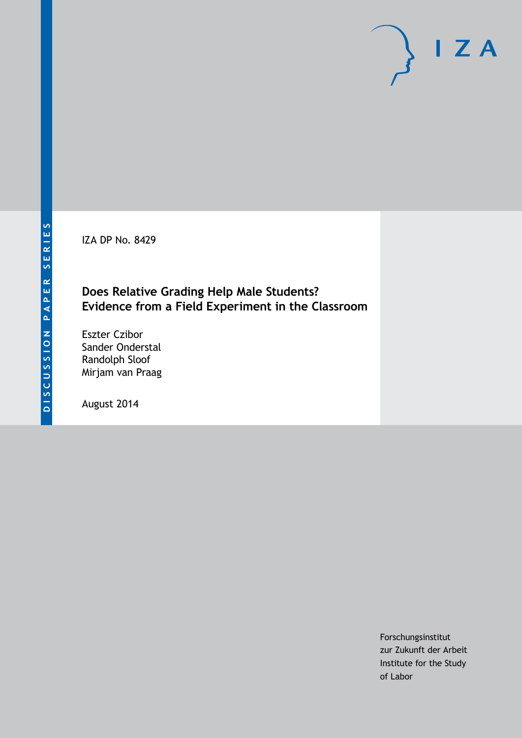IZA DP No. 8429

# Does Relative Grading Help Male Students? Evidence from a Field Experiment in the Classroom

Eszter Czibor
Sander Onderstal
Randolph Sloof
Mirjam van Praag

August 2014

Forschungsinstitut
zur Zukunft der Arbeit
Institute for the Study
of Labor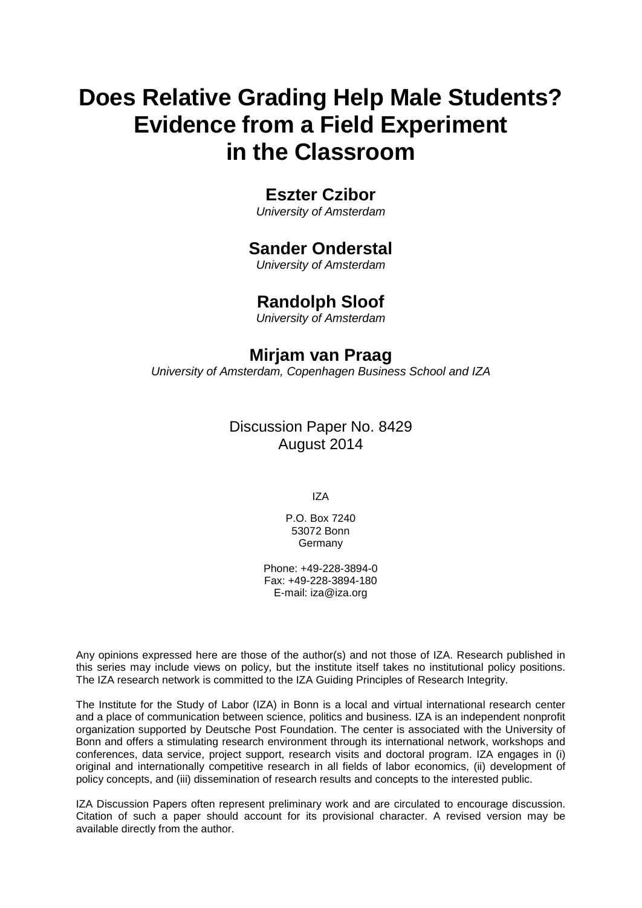# Does Relative Grading Help Male Students? Evidence from a Field Experiment in the Classroom

**Eszter Czibor**
*University of Amsterdam*

**Sander Onderstal**
*University of Amsterdam*

**Randolph Sloof**
*University of Amsterdam*

**Mirjam van Praag**
*University of Amsterdam, Copenhagen Business School and IZA*

Discussion Paper No. 8429
August 2014

IZA

P.O. Box 7240
53072 Bonn
Germany

Phone: +49-228-3894-0
Fax: +49-228-3894-180
E-mail: iza@iza.org

Any opinions expressed here are those of the author(s) and not those of IZA. Research published in this series may include views on policy, but the institute itself takes no institutional policy positions. The IZA research network is committed to the IZA Guiding Principles of Research Integrity.

The Institute for the Study of Labor (IZA) in Bonn is a local and virtual international research center and a place of communication between science, politics and business. IZA is an independent nonprofit organization supported by Deutsche Post Foundation. The center is associated with the University of Bonn and offers a stimulating research environment through its international network, workshops and conferences, data service, project support, research visits and doctoral program. IZA engages in (i) original and internationally competitive research in all fields of labor economics, (ii) development of policy concepts, and (iii) dissemination of research results and concepts to the interested public.

IZA Discussion Papers often represent preliminary work and are circulated to encourage discussion. Citation of such a paper should account for its provisional character. A revised version may be available directly from the author.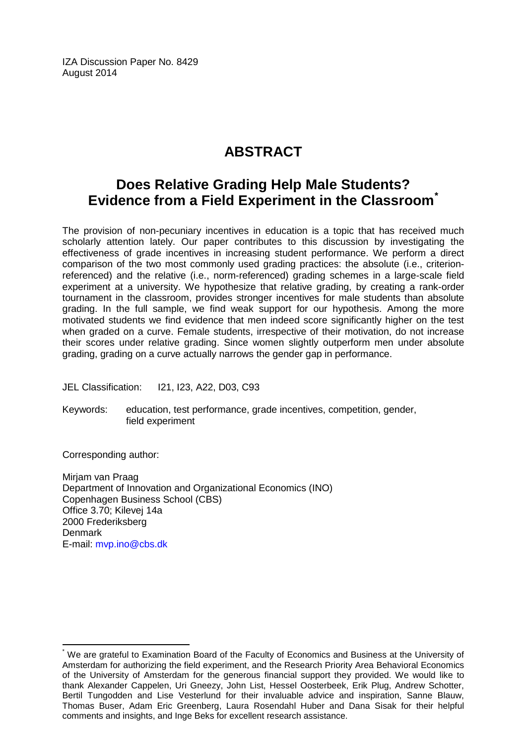IZA Discussion Paper No. 8429
August 2014

# ABSTRACT

## Does Relative Grading Help Male Students? Evidence from a Field Experiment in the Classroom*

The provision of non-pecuniary incentives in education is a topic that has received much scholarly attention lately. Our paper contributes to this discussion by investigating the effectiveness of grade incentives in increasing student performance. We perform a direct comparison of the two most commonly used grading practices: the absolute (i.e., criterion-referenced) and the relative (i.e., norm-referenced) grading schemes in a large-scale field experiment at a university. We hypothesize that relative grading, by creating a rank-order tournament in the classroom, provides stronger incentives for male students than absolute grading. In the full sample, we find weak support for our hypothesis. Among the more motivated students we find evidence that men indeed score significantly higher on the test when graded on a curve. Female students, irrespective of their motivation, do not increase their scores under relative grading. Since women slightly outperform men under absolute grading, grading on a curve actually narrows the gender gap in performance.

JEL Classification: I21, I23, A22, D03, C93

Keywords: education, test performance, grade incentives, competition, gender, field experiment

Corresponding author:

Mirjam van Praag
Department of Innovation and Organizational Economics (INO)
Copenhagen Business School (CBS)
Office 3.70; Kilevej 14a
2000 Frederiksberg
Denmark
E-mail: mvp.ino@cbs.dk

* We are grateful to Examination Board of the Faculty of Economics and Business at the University of Amsterdam for authorizing the field experiment, and the Research Priority Area Behavioral Economics of the University of Amsterdam for the generous financial support they provided. We would like to thank Alexander Cappelen, Uri Gneezy, John List, Hessel Oosterbeek, Erik Plug, Andrew Schotter, Bertil Tungodden and Lise Vesterlund for their invaluable advice and inspiration, Sanne Blauw, Thomas Buser, Adam Eric Greenberg, Laura Rosendahl Huber and Dana Sisak for their helpful comments and insights, and Inge Beks for excellent research assistance.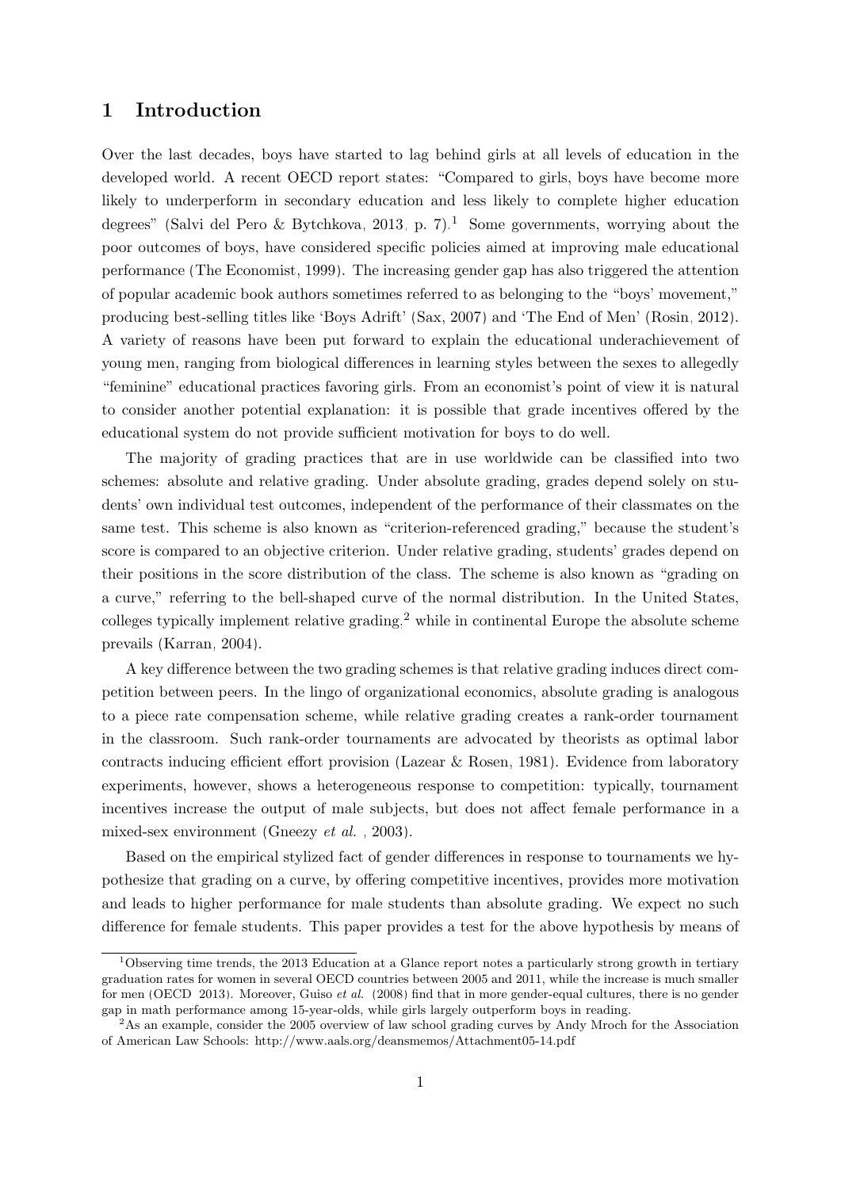## 1 Introduction

Over the last decades, boys have started to lag behind girls at all levels of education in the developed world. A recent OECD report states: "Compared to girls, boys have become more likely to underperform in secondary education and less likely to complete higher education degrees" (Salvi del Pero & Bytchkova, 2013, p. 7).[1] Some governments, worrying about the poor outcomes of boys, have considered specific policies aimed at improving male educational performance (The Economist, 1999). The increasing gender gap has also triggered the attention of popular academic book authors sometimes referred to as belonging to the "boys' movement," producing best-selling titles like 'Boys Adrift' (Sax, 2007) and 'The End of Men' (Rosin, 2012). A variety of reasons have been put forward to explain the educational underachievement of young men, ranging from biological differences in learning styles between the sexes to allegedly "feminine" educational practices favoring girls. From an economist's point of view it is natural to consider another potential explanation: it is possible that grade incentives offered by the educational system do not provide sufficient motivation for boys to do well.

The majority of grading practices that are in use worldwide can be classified into two schemes: absolute and relative grading. Under absolute grading, grades depend solely on students' own individual test outcomes, independent of the performance of their classmates on the same test. This scheme is also known as "criterion-referenced grading," because the student's score is compared to an objective criterion. Under relative grading, students' grades depend on their positions in the score distribution of the class. The scheme is also known as "grading on a curve," referring to the bell-shaped curve of the normal distribution. In the United States, colleges typically implement relative grading,[2] while in continental Europe the absolute scheme prevails (Karran, 2004).

A key difference between the two grading schemes is that relative grading induces direct competition between peers. In the lingo of organizational economics, absolute grading is analogous to a piece rate compensation scheme, while relative grading creates a rank-order tournament in the classroom. Such rank-order tournaments are advocated by theorists as optimal labor contracts inducing efficient effort provision (Lazear & Rosen, 1981). Evidence from laboratory experiments, however, shows a heterogeneous response to competition: typically, tournament incentives increase the output of male subjects, but does not affect female performance in a mixed-sex environment (Gneezy *et al.*, 2003).

Based on the empirical stylized fact of gender differences in response to tournaments we hypothesize that grading on a curve, by offering competitive incentives, provides more motivation and leads to higher performance for male students than absolute grading. We expect no such difference for female students. This paper provides a test for the above hypothesis by means of

[1] Observing time trends, the 2013 Education at a Glance report notes a particularly strong growth in tertiary graduation rates for women in several OECD countries between 2005 and 2011, while the increase is much smaller for men (OECD, 2013). Moreover, Guiso *et al.* (2008) find that in more gender-equal cultures, there is no gender gap in math performance among 15-year-olds, while girls largely outperform boys in reading.

[2] As an example, consider the 2005 overview of law school grading curves by Andy Mroch for the Association of American Law Schools: http://www.aals.org/deansmemos/Attachment05-14.pdf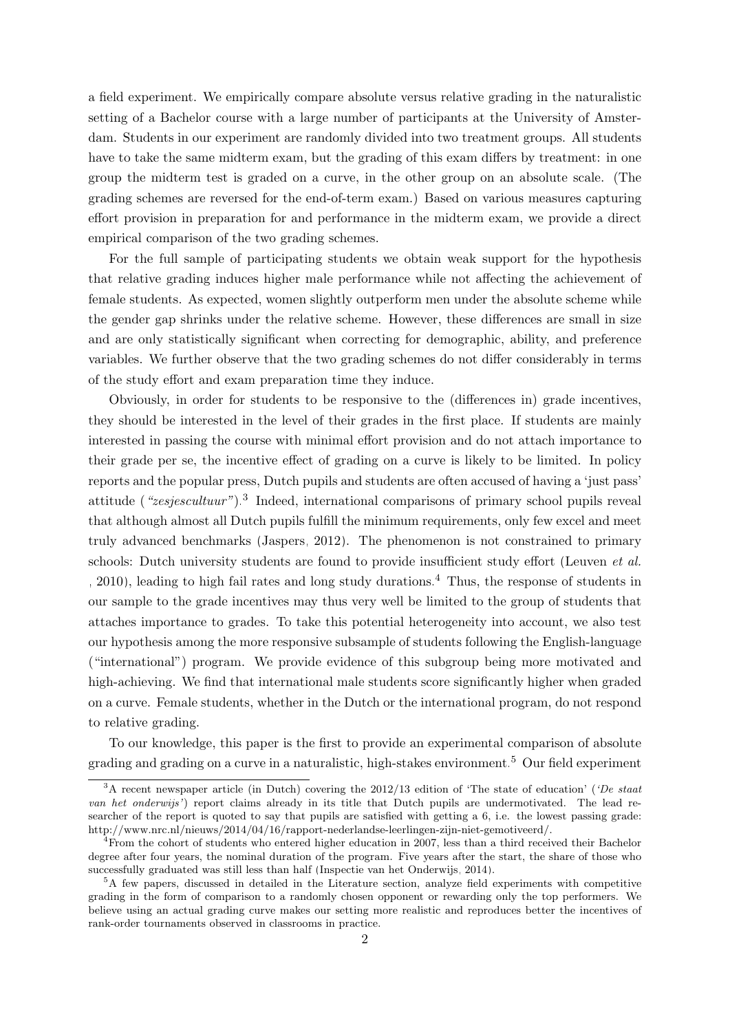a field experiment. We empirically compare absolute versus relative grading in the naturalistic setting of a Bachelor course with a large number of participants at the University of Amsterdam. Students in our experiment are randomly divided into two treatment groups. All students have to take the same midterm exam, but the grading of this exam differs by treatment: in one group the midterm test is graded on a curve, in the other group on an absolute scale. (The grading schemes are reversed for the end-of-term exam.) Based on various measures capturing effort provision in preparation for and performance in the midterm exam, we provide a direct empirical comparison of the two grading schemes.

For the full sample of participating students we obtain weak support for the hypothesis that relative grading induces higher male performance while not affecting the achievement of female students. As expected, women slightly outperform men under the absolute scheme while the gender gap shrinks under the relative scheme. However, these differences are small in size and are only statistically significant when correcting for demographic, ability, and preference variables. We further observe that the two grading schemes do not differ considerably in terms of the study effort and exam preparation time they induce.

Obviously, in order for students to be responsive to the (differences in) grade incentives, they should be interested in the level of their grades in the first place. If students are mainly interested in passing the course with minimal effort provision and do not attach importance to their grade per se, the incentive effect of grading on a curve is likely to be limited. In policy reports and the popular press, Dutch pupils and students are often accused of having a 'just pass' attitude (*"zesjescultuur"*).[3] Indeed, international comparisons of primary school pupils reveal that although almost all Dutch pupils fulfill the minimum requirements, only few excel and meet truly advanced benchmarks (Jaspers, 2012). The phenomenon is not constrained to primary schools: Dutch university students are found to provide insufficient study effort (Leuven *et al.*, 2010), leading to high fail rates and long study durations.[4] Thus, the response of students in our sample to the grade incentives may thus very well be limited to the group of students that attaches importance to grades. To take this potential heterogeneity into account, we also test our hypothesis among the more responsive subsample of students following the English-language ("international") program. We provide evidence of this subgroup being more motivated and high-achieving. We find that international male students score significantly higher when graded on a curve. Female students, whether in the Dutch or the international program, do not respond to relative grading.

To our knowledge, this paper is the first to provide an experimental comparison of absolute grading and grading on a curve in a naturalistic, high-stakes environment.[5] Our field experiment

---

[3] A recent newspaper article (in Dutch) covering the 2012/13 edition of 'The state of education' (*'De staat van het onderwijs'*) report claims already in its title that Dutch pupils are undermotivated. The lead researcher of the report is quoted to say that pupils are satisfied with getting a 6, i.e. the lowest passing grade: http://www.nrc.nl/nieuws/2014/04/16/rapport-nederlandse-leerlingen-zijn-niet-gemotiveerd/.

[4] From the cohort of students who entered higher education in 2007, less than a third received their Bachelor degree after four years, the nominal duration of the program. Five years after the start, the share of those who successfully graduated was still less than half (Inspectie van het Onderwijs, 2014).

[5] A few papers, discussed in detailed in the Literature section, analyze field experiments with competitive grading in the form of comparison to a randomly chosen opponent or rewarding only the top performers. We believe using an actual grading curve makes our setting more realistic and reproduces better the incentives of rank-order tournaments observed in classrooms in practice.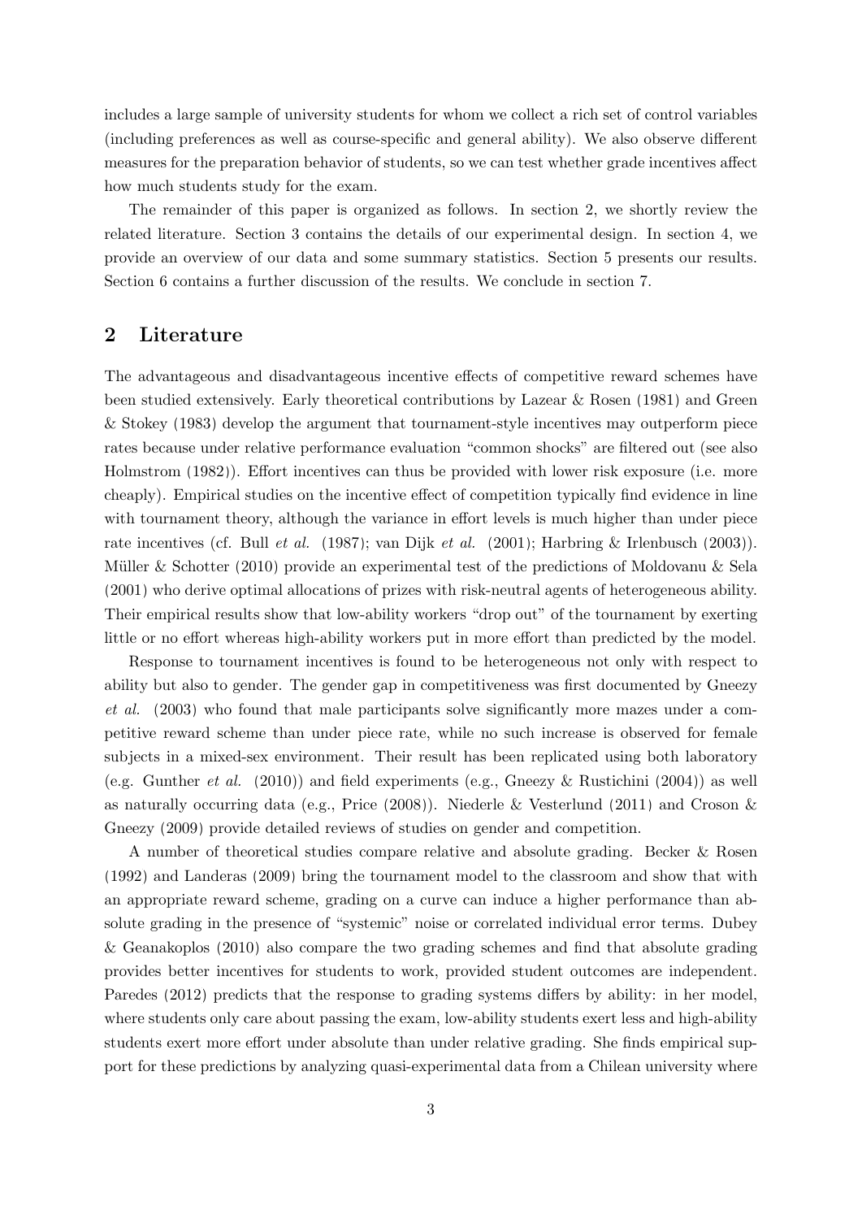includes a large sample of university students for whom we collect a rich set of control variables (including preferences as well as course-specific and general ability). We also observe different measures for the preparation behavior of students, so we can test whether grade incentives affect how much students study for the exam.

The remainder of this paper is organized as follows. In section 2, we shortly review the related literature. Section 3 contains the details of our experimental design. In section 4, we provide an overview of our data and some summary statistics. Section 5 presents our results. Section 6 contains a further discussion of the results. We conclude in section 7.

## 2 Literature

The advantageous and disadvantageous incentive effects of competitive reward schemes have been studied extensively. Early theoretical contributions by Lazear & Rosen (1981) and Green & Stokey (1983) develop the argument that tournament-style incentives may outperform piece rates because under relative performance evaluation "common shocks" are filtered out (see also Holmstrom (1982)). Effort incentives can thus be provided with lower risk exposure (i.e. more cheaply). Empirical studies on the incentive effect of competition typically find evidence in line with tournament theory, although the variance in effort levels is much higher than under piece rate incentives (cf. Bull *et al.* (1987); van Dijk *et al.* (2001); Harbring & Irlenbusch (2003)). Müller & Schotter (2010) provide an experimental test of the predictions of Moldovanu & Sela (2001) who derive optimal allocations of prizes with risk-neutral agents of heterogeneous ability. Their empirical results show that low-ability workers "drop out" of the tournament by exerting little or no effort whereas high-ability workers put in more effort than predicted by the model.

Response to tournament incentives is found to be heterogeneous not only with respect to ability but also to gender. The gender gap in competitiveness was first documented by Gneezy *et al.* (2003) who found that male participants solve significantly more mazes under a competitive reward scheme than under piece rate, while no such increase is observed for female subjects in a mixed-sex environment. Their result has been replicated using both laboratory (e.g. Gunther *et al.* (2010)) and field experiments (e.g., Gneezy & Rustichini (2004)) as well as naturally occurring data (e.g., Price (2008)). Niederle & Vesterlund (2011) and Croson & Gneezy (2009) provide detailed reviews of studies on gender and competition.

A number of theoretical studies compare relative and absolute grading. Becker & Rosen (1992) and Landeras (2009) bring the tournament model to the classroom and show that with an appropriate reward scheme, grading on a curve can induce a higher performance than absolute grading in the presence of "systemic" noise or correlated individual error terms. Dubey & Geanakoplos (2010) also compare the two grading schemes and find that absolute grading provides better incentives for students to work, provided student outcomes are independent. Paredes (2012) predicts that the response to grading systems differs by ability: in her model, where students only care about passing the exam, low-ability students exert less and high-ability students exert more effort under absolute than under relative grading. She finds empirical support for these predictions by analyzing quasi-experimental data from a Chilean university where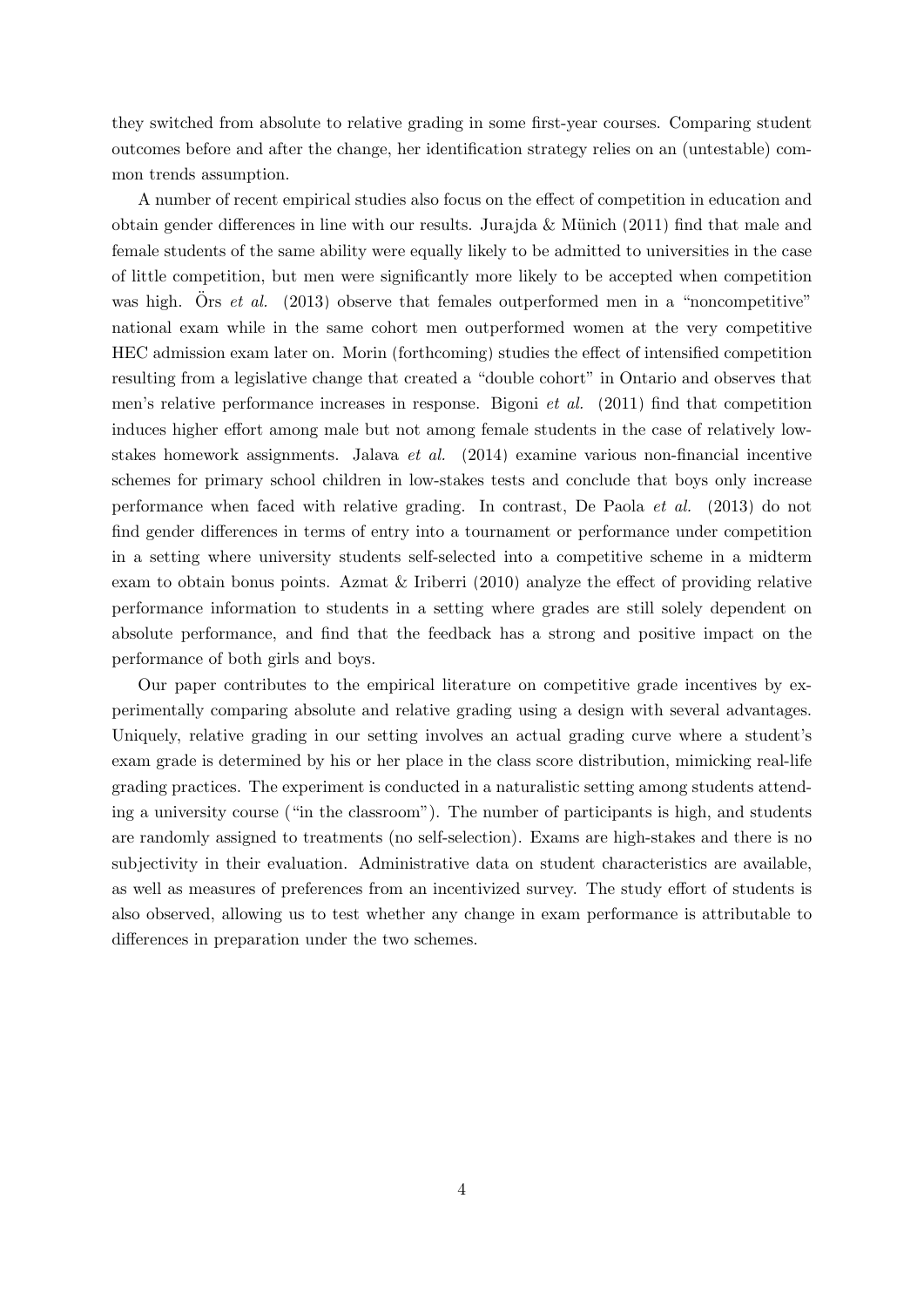they switched from absolute to relative grading in some first-year courses. Comparing student outcomes before and after the change, her identification strategy relies on an (untestable) common trends assumption.

A number of recent empirical studies also focus on the effect of competition in education and obtain gender differences in line with our results. Jurajda & Münich (2011) find that male and female students of the same ability were equally likely to be admitted to universities in the case of little competition, but men were significantly more likely to be accepted when competition was high. Örs *et al.* (2013) observe that females outperformed men in a "noncompetitive" national exam while in the same cohort men outperformed women at the very competitive HEC admission exam later on. Morin (forthcoming) studies the effect of intensified competition resulting from a legislative change that created a "double cohort" in Ontario and observes that men's relative performance increases in response. Bigoni *et al.* (2011) find that competition induces higher effort among male but not among female students in the case of relatively low-stakes homework assignments. Jalava *et al.* (2014) examine various non-financial incentive schemes for primary school children in low-stakes tests and conclude that boys only increase performance when faced with relative grading. In contrast, De Paola *et al.* (2013) do not find gender differences in terms of entry into a tournament or performance under competition in a setting where university students self-selected into a competitive scheme in a midterm exam to obtain bonus points. Azmat & Iriberri (2010) analyze the effect of providing relative performance information to students in a setting where grades are still solely dependent on absolute performance, and find that the feedback has a strong and positive impact on the performance of both girls and boys.

Our paper contributes to the empirical literature on competitive grade incentives by experimentally comparing absolute and relative grading using a design with several advantages. Uniquely, relative grading in our setting involves an actual grading curve where a student's exam grade is determined by his or her place in the class score distribution, mimicking real-life grading practices. The experiment is conducted in a naturalistic setting among students attending a university course ("in the classroom"). The number of participants is high, and students are randomly assigned to treatments (no self-selection). Exams are high-stakes and there is no subjectivity in their evaluation. Administrative data on student characteristics are available, as well as measures of preferences from an incentivized survey. The study effort of students is also observed, allowing us to test whether any change in exam performance is attributable to differences in preparation under the two schemes.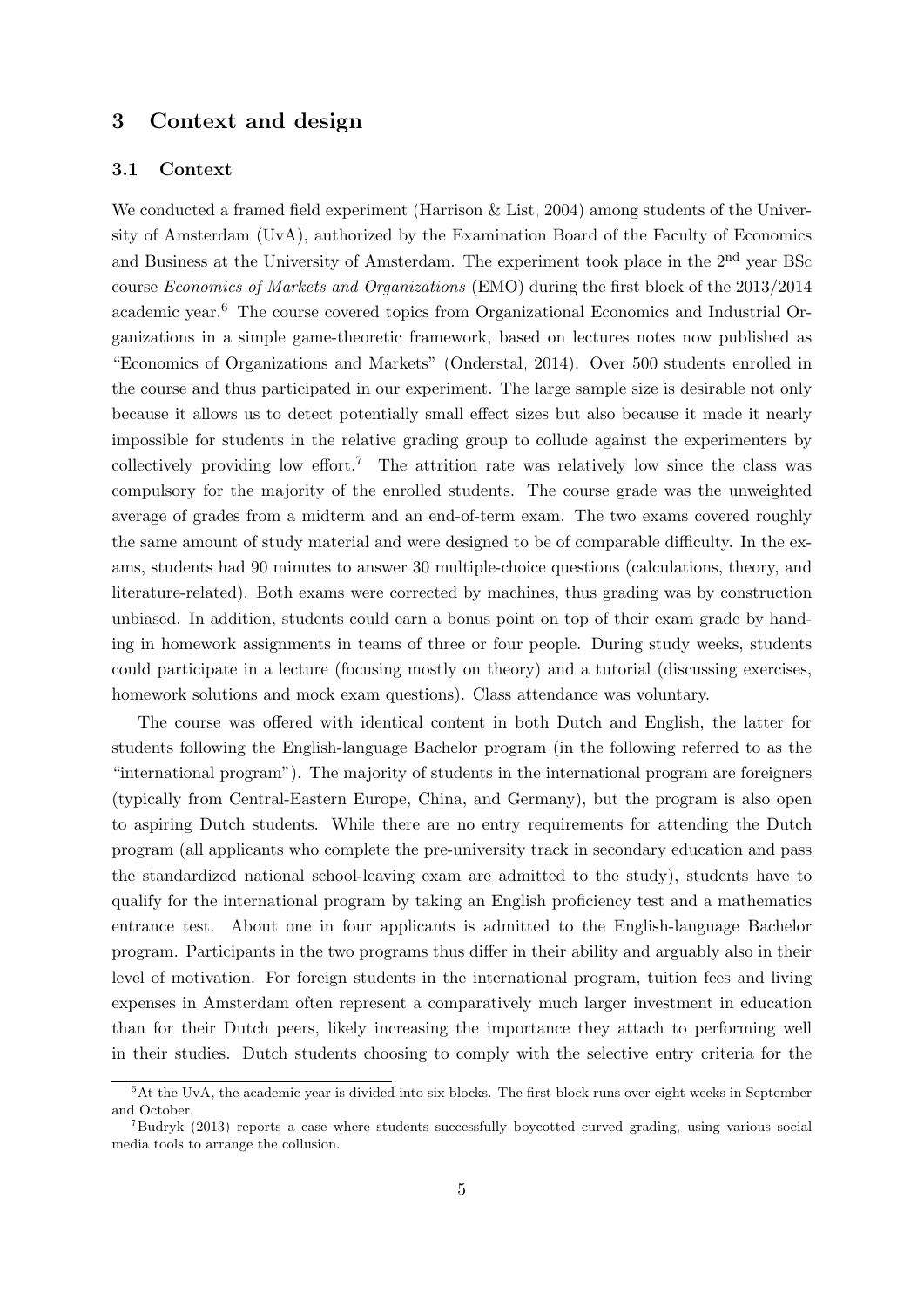## 3 Context and design

### 3.1 Context

We conducted a framed field experiment (Harrison & List, 2004) among students of the University of Amsterdam (UvA), authorized by the Examination Board of the Faculty of Economics and Business at the University of Amsterdam. The experiment took place in the 2nd year BSc course *Economics of Markets and Organizations* (EMO) during the first block of the 2013/2014 academic year.[6] The course covered topics from Organizational Economics and Industrial Organizations in a simple game-theoretic framework, based on lectures notes now published as "Economics of Organizations and Markets" (Onderstal, 2014). Over 500 students enrolled in the course and thus participated in our experiment. The large sample size is desirable not only because it allows us to detect potentially small effect sizes but also because it made it nearly impossible for students in the relative grading group to collude against the experimenters by collectively providing low effort.[7] The attrition rate was relatively low since the class was compulsory for the majority of the enrolled students. The course grade was the unweighted average of grades from a midterm and an end-of-term exam. The two exams covered roughly the same amount of study material and were designed to be of comparable difficulty. In the exams, students had 90 minutes to answer 30 multiple-choice questions (calculations, theory, and literature-related). Both exams were corrected by machines, thus grading was by construction unbiased. In addition, students could earn a bonus point on top of their exam grade by handing in homework assignments in teams of three or four people. During study weeks, students could participate in a lecture (focusing mostly on theory) and a tutorial (discussing exercises, homework solutions and mock exam questions). Class attendance was voluntary.

The course was offered with identical content in both Dutch and English, the latter for students following the English-language Bachelor program (in the following referred to as the "international program"). The majority of students in the international program are foreigners (typically from Central-Eastern Europe, China, and Germany), but the program is also open to aspiring Dutch students. While there are no entry requirements for attending the Dutch program (all applicants who complete the pre-university track in secondary education and pass the standardized national school-leaving exam are admitted to the study), students have to qualify for the international program by taking an English proficiency test and a mathematics entrance test. About one in four applicants is admitted to the English-language Bachelor program. Participants in the two programs thus differ in their ability and arguably also in their level of motivation. For foreign students in the international program, tuition fees and living expenses in Amsterdam often represent a comparatively much larger investment in education than for their Dutch peers, likely increasing the importance they attach to performing well in their studies. Dutch students choosing to comply with the selective entry criteria for the

[6] At the UvA, the academic year is divided into six blocks. The first block runs over eight weeks in September and October.

[7] Budryk (2013) reports a case where students successfully boycotted curved grading, using various social media tools to arrange the collusion.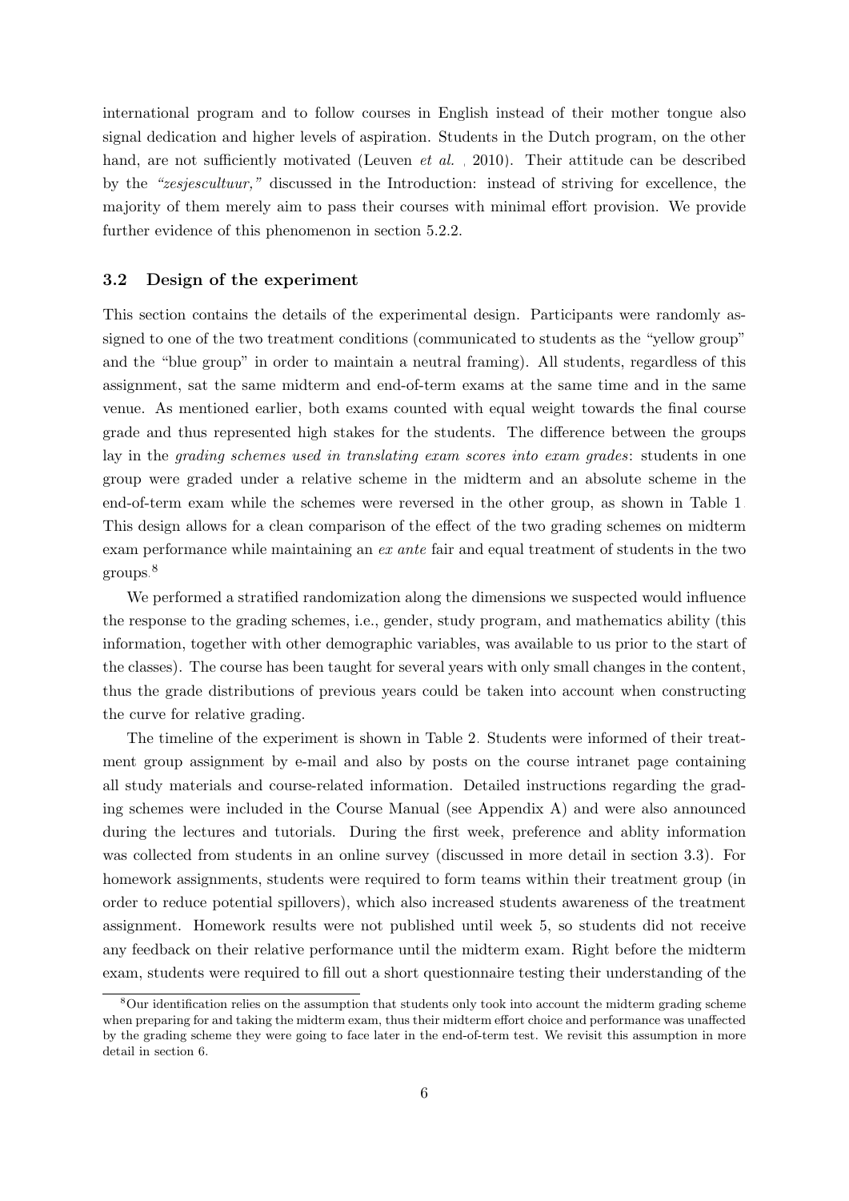international program and to follow courses in English instead of their mother tongue also signal dedication and higher levels of aspiration. Students in the Dutch program, on the other hand, are not sufficiently motivated (Leuven *et al.* , 2010). Their attitude can be described by the *"zesjescultuur,"* discussed in the Introduction: instead of striving for excellence, the majority of them merely aim to pass their courses with minimal effort provision. We provide further evidence of this phenomenon in section 5.2.2.

### 3.2 Design of the experiment

This section contains the details of the experimental design. Participants were randomly assigned to one of the two treatment conditions (communicated to students as the "yellow group" and the "blue group" in order to maintain a neutral framing). All students, regardless of this assignment, sat the same midterm and end-of-term exams at the same time and in the same venue. As mentioned earlier, both exams counted with equal weight towards the final course grade and thus represented high stakes for the students. The difference between the groups lay in the *grading schemes used in translating exam scores into exam grades*: students in one group were graded under a relative scheme in the midterm and an absolute scheme in the end-of-term exam while the schemes were reversed in the other group, as shown in Table 1. This design allows for a clean comparison of the effect of the two grading schemes on midterm exam performance while maintaining an *ex ante* fair and equal treatment of students in the two groups.[8]

We performed a stratified randomization along the dimensions we suspected would influence the response to the grading schemes, i.e., gender, study program, and mathematics ability (this information, together with other demographic variables, was available to us prior to the start of the classes). The course has been taught for several years with only small changes in the content, thus the grade distributions of previous years could be taken into account when constructing the curve for relative grading.

The timeline of the experiment is shown in Table 2. Students were informed of their treatment group assignment by e-mail and also by posts on the course intranet page containing all study materials and course-related information. Detailed instructions regarding the grading schemes were included in the Course Manual (see Appendix A) and were also announced during the lectures and tutorials. During the first week, preference and ablity information was collected from students in an online survey (discussed in more detail in section 3.3). For homework assignments, students were required to form teams within their treatment group (in order to reduce potential spillovers), which also increased students awareness of the treatment assignment. Homework results were not published until week 5, so students did not receive any feedback on their relative performance until the midterm exam. Right before the midterm exam, students were required to fill out a short questionnaire testing their understanding of the

[8] Our identification relies on the assumption that students only took into account the midterm grading scheme when preparing for and taking the midterm exam, thus their midterm effort choice and performance was unaffected by the grading scheme they were going to face later in the end-of-term test. We revisit this assumption in more detail in section 6.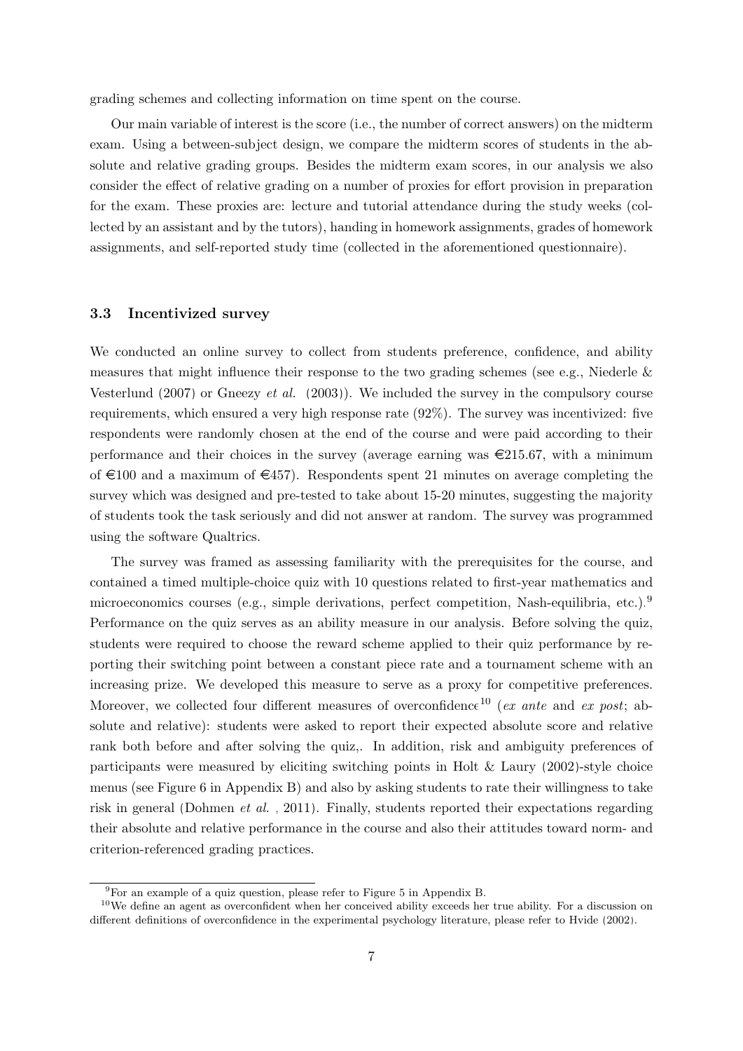grading schemes and collecting information on time spent on the course.

Our main variable of interest is the score (i.e., the number of correct answers) on the midterm exam. Using a between-subject design, we compare the midterm scores of students in the absolute and relative grading groups. Besides the midterm exam scores, in our analysis we also consider the effect of relative grading on a number of proxies for effort provision in preparation for the exam. These proxies are: lecture and tutorial attendance during the study weeks (collected by an assistant and by the tutors), handing in homework assignments, grades of homework assignments, and self-reported study time (collected in the aforementioned questionnaire).

### 3.3 Incentivized survey

We conducted an online survey to collect from students preference, confidence, and ability measures that might influence their response to the two grading schemes (see e.g., Niederle & Vesterlund (2007) or Gneezy *et al.* (2003)). We included the survey in the compulsory course requirements, which ensured a very high response rate (92%). The survey was incentivized: five respondents were randomly chosen at the end of the course and were paid according to their performance and their choices in the survey (average earning was €215.67, with a minimum of €100 and a maximum of €457). Respondents spent 21 minutes on average completing the survey which was designed and pre-tested to take about 15-20 minutes, suggesting the majority of students took the task seriously and did not answer at random. The survey was programmed using the software Qualtrics.

The survey was framed as assessing familiarity with the prerequisites for the course, and contained a timed multiple-choice quiz with 10 questions related to first-year mathematics and microeconomics courses (e.g., simple derivations, perfect competition, Nash-equilibria, etc.).[9] Performance on the quiz serves as an ability measure in our analysis. Before solving the quiz, students were required to choose the reward scheme applied to their quiz performance by reporting their switching point between a constant piece rate and a tournament scheme with an increasing prize. We developed this measure to serve as a proxy for competitive preferences. Moreover, we collected four different measures of overconfidence[10] (*ex ante* and *ex post*; absolute and relative): students were asked to report their expected absolute score and relative rank both before and after solving the quiz,. In addition, risk and ambiguity preferences of participants were measured by eliciting switching points in Holt & Laury (2002)-style choice menus (see Figure 6 in Appendix B) and also by asking students to rate their willingness to take risk in general (Dohmen *et al.* , 2011). Finally, students reported their expectations regarding their absolute and relative performance in the course and also their attitudes toward norm- and criterion-referenced grading practices.

[9] For an example of a quiz question, please refer to Figure 5 in Appendix B.

[10] We define an agent as overconfident when her conceived ability exceeds her true ability. For a discussion on different definitions of overconfidence in the experimental psychology literature, please refer to Hvide (2002).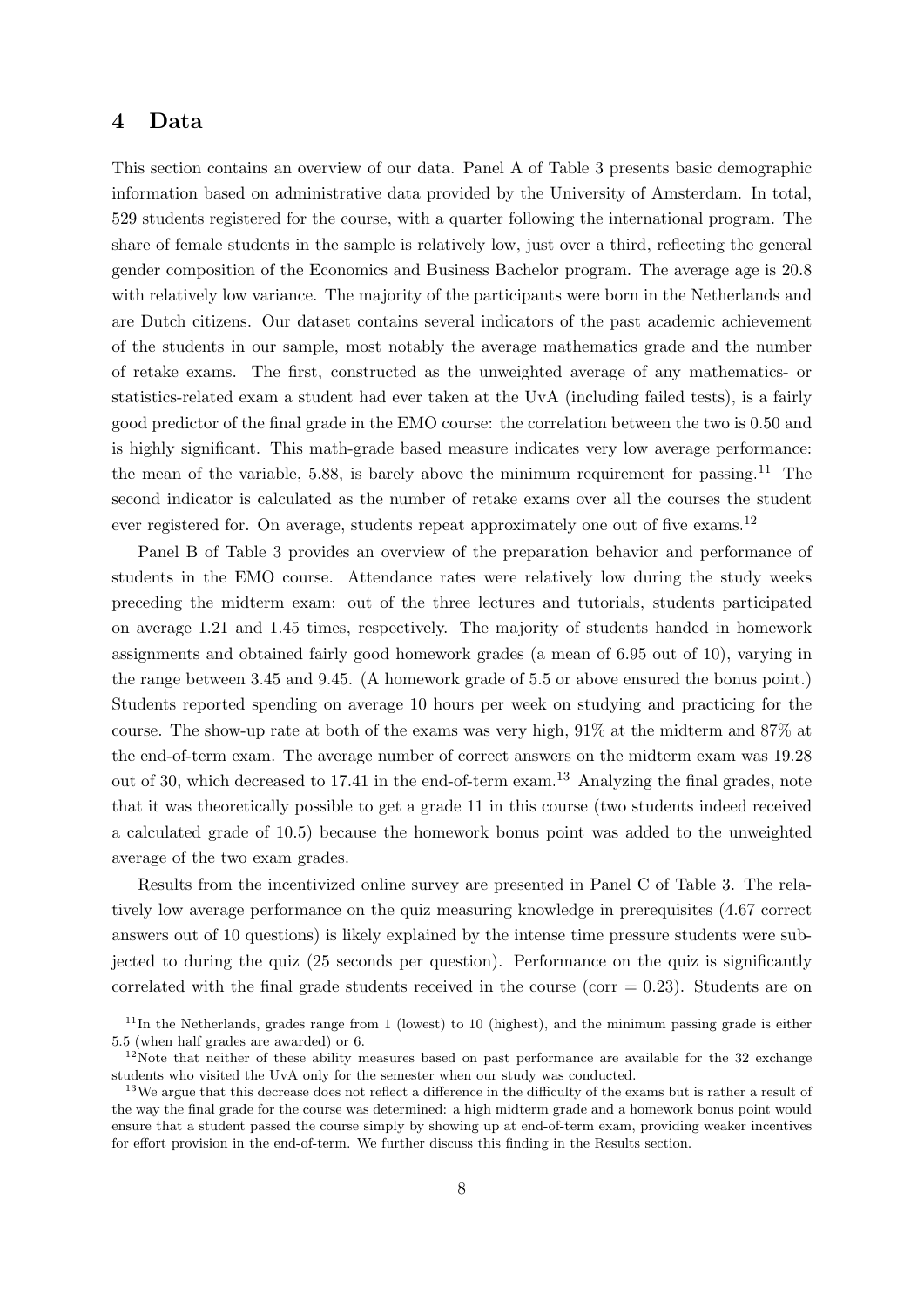## 4 Data

This section contains an overview of our data. Panel A of Table 3 presents basic demographic information based on administrative data provided by the University of Amsterdam. In total, 529 students registered for the course, with a quarter following the international program. The share of female students in the sample is relatively low, just over a third, reflecting the general gender composition of the Economics and Business Bachelor program. The average age is 20.8 with relatively low variance. The majority of the participants were born in the Netherlands and are Dutch citizens. Our dataset contains several indicators of the past academic achievement of the students in our sample, most notably the average mathematics grade and the number of retake exams. The first, constructed as the unweighted average of any mathematics- or statistics-related exam a student had ever taken at the UvA (including failed tests), is a fairly good predictor of the final grade in the EMO course: the correlation between the two is 0.50 and is highly significant. This math-grade based measure indicates very low average performance: the mean of the variable, 5.88, is barely above the minimum requirement for passing.[11] The second indicator is calculated as the number of retake exams over all the courses the student ever registered for. On average, students repeat approximately one out of five exams.[12]

Panel B of Table 3 provides an overview of the preparation behavior and performance of students in the EMO course. Attendance rates were relatively low during the study weeks preceding the midterm exam: out of the three lectures and tutorials, students participated on average 1.21 and 1.45 times, respectively. The majority of students handed in homework assignments and obtained fairly good homework grades (a mean of 6.95 out of 10), varying in the range between 3.45 and 9.45. (A homework grade of 5.5 or above ensured the bonus point.) Students reported spending on average 10 hours per week on studying and practicing for the course. The show-up rate at both of the exams was very high, 91% at the midterm and 87% at the end-of-term exam. The average number of correct answers on the midterm exam was 19.28 out of 30, which decreased to 17.41 in the end-of-term exam.[13] Analyzing the final grades, note that it was theoretically possible to get a grade 11 in this course (two students indeed received a calculated grade of 10.5) because the homework bonus point was added to the unweighted average of the two exam grades.

Results from the incentivized online survey are presented in Panel C of Table 3. The relatively low average performance on the quiz measuring knowledge in prerequisites (4.67 correct answers out of 10 questions) is likely explained by the intense time pressure students were subjected to during the quiz (25 seconds per question). Performance on the quiz is significantly correlated with the final grade students received in the course (corr = 0.23). Students are on

[11] In the Netherlands, grades range from 1 (lowest) to 10 (highest), and the minimum passing grade is either 5.5 (when half grades are awarded) or 6.

[12] Note that neither of these ability measures based on past performance are available for the 32 exchange students who visited the UvA only for the semester when our study was conducted.

[13] We argue that this decrease does not reflect a difference in the difficulty of the exams but is rather a result of the way the final grade for the course was determined: a high midterm grade and a homework bonus point would ensure that a student passed the course simply by showing up at end-of-term exam, providing weaker incentives for effort provision in the end-of-term. We further discuss this finding in the Results section.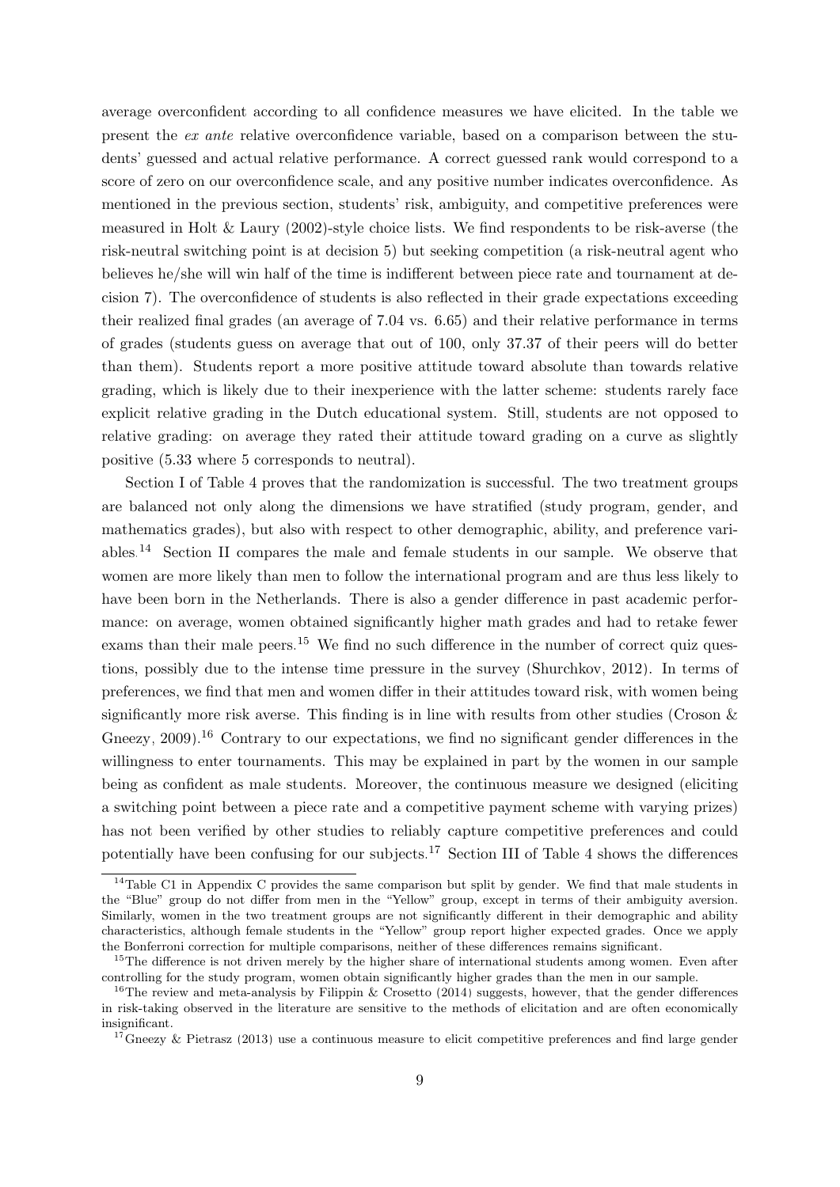average overconfident according to all confidence measures we have elicited. In the table we present the *ex ante* relative overconfidence variable, based on a comparison between the students' guessed and actual relative performance. A correct guessed rank would correspond to a score of zero on our overconfidence scale, and any positive number indicates overconfidence. As mentioned in the previous section, students' risk, ambiguity, and competitive preferences were measured in Holt & Laury (2002)-style choice lists. We find respondents to be risk-averse (the risk-neutral switching point is at decision 5) but seeking competition (a risk-neutral agent who believes he/she will win half of the time is indifferent between piece rate and tournament at decision 7). The overconfidence of students is also reflected in their grade expectations exceeding their realized final grades (an average of 7.04 vs. 6.65) and their relative performance in terms of grades (students guess on average that out of 100, only 37.37 of their peers will do better than them). Students report a more positive attitude toward absolute than towards relative grading, which is likely due to their inexperience with the latter scheme: students rarely face explicit relative grading in the Dutch educational system. Still, students are not opposed to relative grading: on average they rated their attitude toward grading on a curve as slightly positive (5.33 where 5 corresponds to neutral).

Section I of Table 4 proves that the randomization is successful. The two treatment groups are balanced not only along the dimensions we have stratified (study program, gender, and mathematics grades), but also with respect to other demographic, ability, and preference variables.[14] Section II compares the male and female students in our sample. We observe that women are more likely than men to follow the international program and are thus less likely to have been born in the Netherlands. There is also a gender difference in past academic performance: on average, women obtained significantly higher math grades and had to retake fewer exams than their male peers.[15] We find no such difference in the number of correct quiz questions, possibly due to the intense time pressure in the survey (Shurchkov, 2012). In terms of preferences, we find that men and women differ in their attitudes toward risk, with women being significantly more risk averse. This finding is in line with results from other studies (Croson & Gneezy, 2009).[16] Contrary to our expectations, we find no significant gender differences in the willingness to enter tournaments. This may be explained in part by the women in our sample being as confident as male students. Moreover, the continuous measure we designed (eliciting a switching point between a piece rate and a competitive payment scheme with varying prizes) has not been verified by other studies to reliably capture competitive preferences and could potentially have been confusing for our subjects.[17] Section III of Table 4 shows the differences

[14] Table C1 in Appendix C provides the same comparison but split by gender. We find that male students in the "Blue" group do not differ from men in the "Yellow" group, except in terms of their ambiguity aversion. Similarly, women in the two treatment groups are not significantly different in their demographic and ability characteristics, although female students in the "Yellow" group report higher expected grades. Once we apply the Bonferroni correction for multiple comparisons, neither of these differences remains significant.

[15] The difference is not driven merely by the higher share of international students among women. Even after controlling for the study program, women obtain significantly higher grades than the men in our sample.

[16] The review and meta-analysis by Filippin & Crosetto (2014) suggests, however, that the gender differences in risk-taking observed in the literature are sensitive to the methods of elicitation and are often economically insignificant.

[17] Gneezy & Pietrasz (2013) use a continuous measure to elicit competitive preferences and find large gender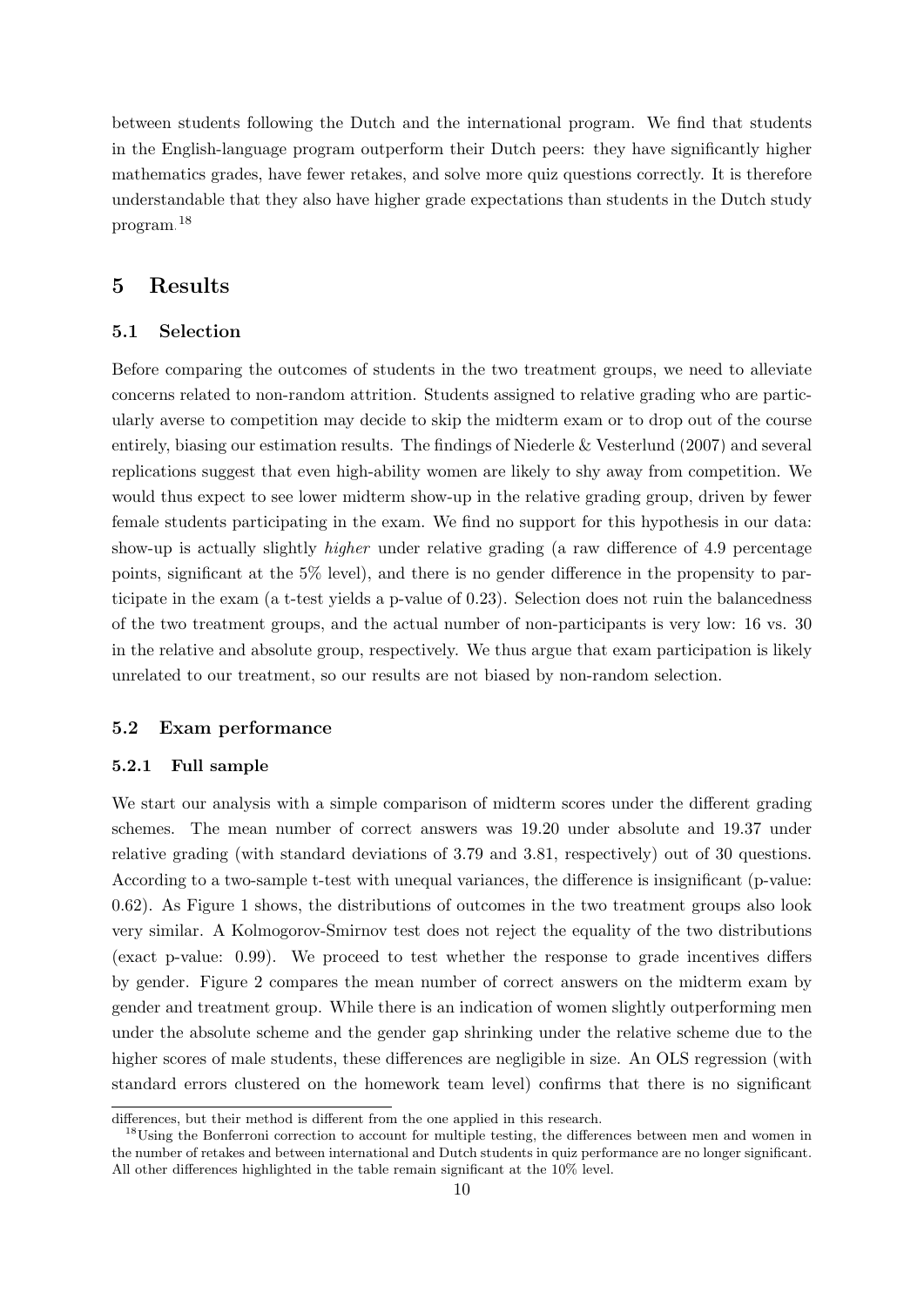between students following the Dutch and the international program. We find that students in the English-language program outperform their Dutch peers: they have significantly higher mathematics grades, have fewer retakes, and solve more quiz questions correctly. It is therefore understandable that they also have higher grade expectations than students in the Dutch study program.[18]

## 5 Results

### 5.1 Selection

Before comparing the outcomes of students in the two treatment groups, we need to alleviate concerns related to non-random attrition. Students assigned to relative grading who are particularly averse to competition may decide to skip the midterm exam or to drop out of the course entirely, biasing our estimation results. The findings of Niederle & Vesterlund (2007) and several replications suggest that even high-ability women are likely to shy away from competition. We would thus expect to see lower midterm show-up in the relative grading group, driven by fewer female students participating in the exam. We find no support for this hypothesis in our data: show-up is actually slightly *higher* under relative grading (a raw difference of 4.9 percentage points, significant at the 5% level), and there is no gender difference in the propensity to participate in the exam (a t-test yields a p-value of 0.23). Selection does not ruin the balancedness of the two treatment groups, and the actual number of non-participants is very low: 16 vs. 30 in the relative and absolute group, respectively. We thus argue that exam participation is likely unrelated to our treatment, so our results are not biased by non-random selection.

### 5.2 Exam performance

#### 5.2.1 Full sample

We start our analysis with a simple comparison of midterm scores under the different grading schemes. The mean number of correct answers was 19.20 under absolute and 19.37 under relative grading (with standard deviations of 3.79 and 3.81, respectively) out of 30 questions. According to a two-sample t-test with unequal variances, the difference is insignificant (p-value: 0.62). As Figure 1 shows, the distributions of outcomes in the two treatment groups also look very similar. A Kolmogorov-Smirnov test does not reject the equality of the two distributions (exact p-value: 0.99). We proceed to test whether the response to grade incentives differs by gender. Figure 2 compares the mean number of correct answers on the midterm exam by gender and treatment group. While there is an indication of women slightly outperforming men under the absolute scheme and the gender gap shrinking under the relative scheme due to the higher scores of male students, these differences are negligible in size. An OLS regression (with standard errors clustered on the homework team level) confirms that there is no significant

differences, but their method is different from the one applied in this research.

[18] Using the Bonferroni correction to account for multiple testing, the differences between men and women in the number of retakes and between international and Dutch students in quiz performance are no longer significant. All other differences highlighted in the table remain significant at the 10% level.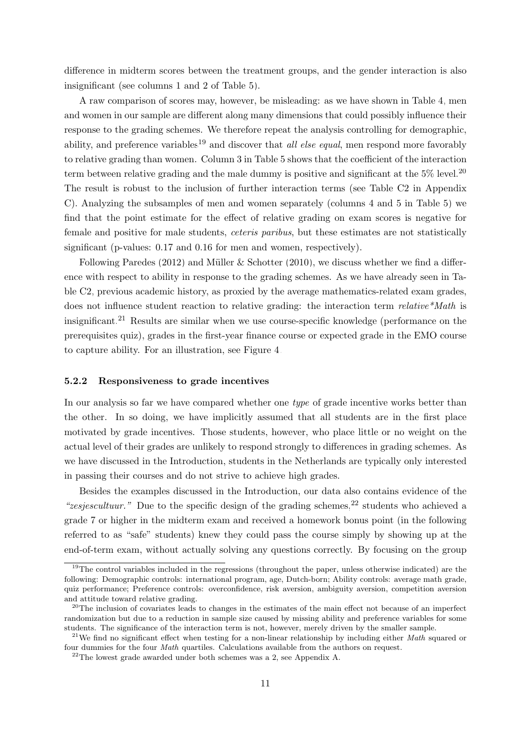difference in midterm scores between the treatment groups, and the gender interaction is also insignificant (see columns 1 and 2 of Table 5).

A raw comparison of scores may, however, be misleading: as we have shown in Table 4, men and women in our sample are different along many dimensions that could possibly influence their response to the grading schemes. We therefore repeat the analysis controlling for demographic, ability, and preference variables[19] and discover that *all else equal*, men respond more favorably to relative grading than women. Column 3 in Table 5 shows that the coefficient of the interaction term between relative grading and the male dummy is positive and significant at the 5% level.[20] The result is robust to the inclusion of further interaction terms (see Table C2 in Appendix C). Analyzing the subsamples of men and women separately (columns 4 and 5 in Table 5) we find that the point estimate for the effect of relative grading on exam scores is negative for female and positive for male students, *ceteris paribus*, but these estimates are not statistically significant (p-values: 0.17 and 0.16 for men and women, respectively).

Following Paredes (2012) and Müller & Schotter (2010), we discuss whether we find a difference with respect to ability in response to the grading schemes. As we have already seen in Table C2, previous academic history, as proxied by the average mathematics-related exam grades, does not influence student reaction to relative grading: the interaction term *relative*Math* is insignificant.[21] Results are similar when we use course-specific knowledge (performance on the prerequisites quiz), grades in the first-year finance course or expected grade in the EMO course to capture ability. For an illustration, see Figure 4.

### 5.2.2 Responsiveness to grade incentives

In our analysis so far we have compared whether one *type* of grade incentive works better than the other. In so doing, we have implicitly assumed that all students are in the first place motivated by grade incentives. Those students, however, who place little or no weight on the actual level of their grades are unlikely to respond strongly to differences in grading schemes. As we have discussed in the Introduction, students in the Netherlands are typically only interested in passing their courses and do not strive to achieve high grades.

Besides the examples discussed in the Introduction, our data also contains evidence of the *"zesjescultuur."* Due to the specific design of the grading schemes,[22] students who achieved a grade 7 or higher in the midterm exam and received a homework bonus point (in the following referred to as "safe" students) knew they could pass the course simply by showing up at the end-of-term exam, without actually solving any questions correctly. By focusing on the group

---

[19] The control variables included in the regressions (throughout the paper, unless otherwise indicated) are the following: Demographic controls: international program, age, Dutch-born; Ability controls: average math grade, quiz performance; Preference controls: overconfidence, risk aversion, ambiguity aversion, competition aversion and attitude toward relative grading.

[20] The inclusion of covariates leads to changes in the estimates of the main effect not because of an imperfect randomization but due to a reduction in sample size caused by missing ability and preference variables for some students. The significance of the interaction term is not, however, merely driven by the smaller sample.

[21] We find no significant effect when testing for a non-linear relationship by including either *Math* squared or four dummies for the four *Math* quartiles. Calculations available from the authors on request.

[22] The lowest grade awarded under both schemes was a 2, see Appendix A.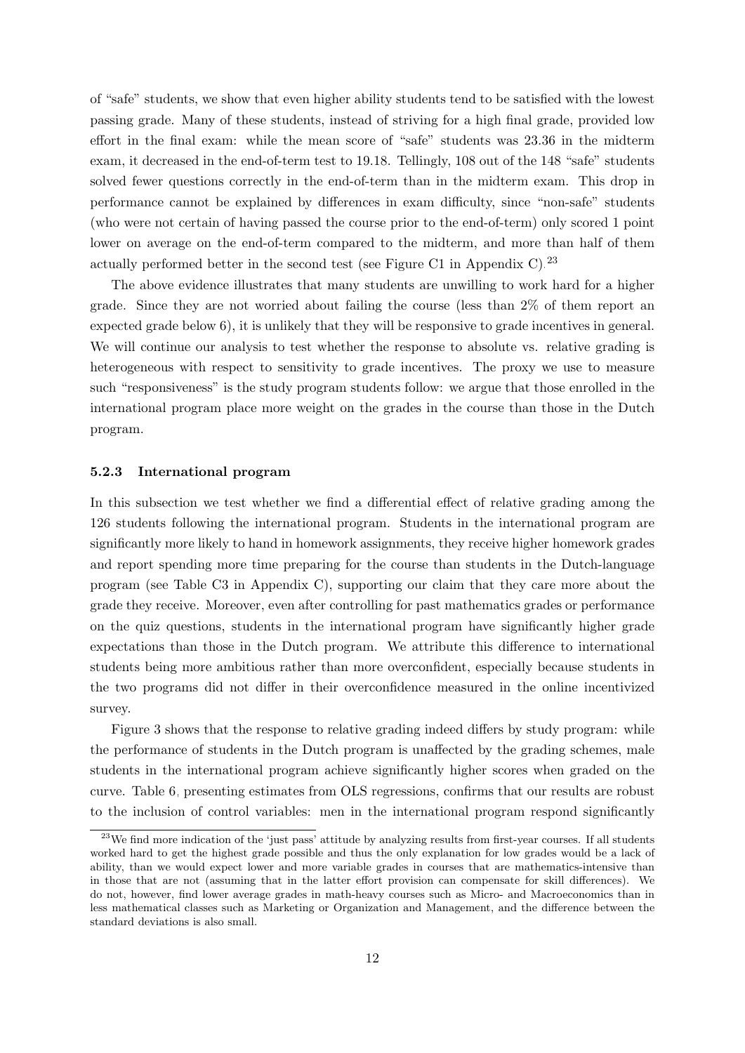of “safe” students, we show that even higher ability students tend to be satisfied with the lowest passing grade. Many of these students, instead of striving for a high final grade, provided low effort in the final exam: while the mean score of “safe” students was 23.36 in the midterm exam, it decreased in the end-of-term test to 19.18. Tellingly, 108 out of the 148 “safe” students solved fewer questions correctly in the end-of-term than in the midterm exam. This drop in performance cannot be explained by differences in exam difficulty, since “non-safe” students (who were not certain of having passed the course prior to the end-of-term) only scored 1 point lower on average on the end-of-term compared to the midterm, and more than half of them actually performed better in the second test (see Figure C1 in Appendix C).[23]

The above evidence illustrates that many students are unwilling to work hard for a higher grade. Since they are not worried about failing the course (less than 2% of them report an expected grade below 6), it is unlikely that they will be responsive to grade incentives in general. We will continue our analysis to test whether the response to absolute vs. relative grading is heterogeneous with respect to sensitivity to grade incentives. The proxy we use to measure such “responsiveness” is the study program students follow: we argue that those enrolled in the international program place more weight on the grades in the course than those in the Dutch program.

#### 5.2.3 International program

In this subsection we test whether we find a differential effect of relative grading among the 126 students following the international program. Students in the international program are significantly more likely to hand in homework assignments, they receive higher homework grades and report spending more time preparing for the course than students in the Dutch-language program (see Table C3 in Appendix C), supporting our claim that they care more about the grade they receive. Moreover, even after controlling for past mathematics grades or performance on the quiz questions, students in the international program have significantly higher grade expectations than those in the Dutch program. We attribute this difference to international students being more ambitious rather than more overconfident, especially because students in the two programs did not differ in their overconfidence measured in the online incentivized survey.

Figure 3 shows that the response to relative grading indeed differs by study program: while the performance of students in the Dutch program is unaffected by the grading schemes, male students in the international program achieve significantly higher scores when graded on the curve. Table 6, presenting estimates from OLS regressions, confirms that our results are robust to the inclusion of control variables: men in the international program respond significantly

[23] We find more indication of the ‘just pass’ attitude by analyzing results from first-year courses. If all students worked hard to get the highest grade possible and thus the only explanation for low grades would be a lack of ability, than we would expect lower and more variable grades in courses that are mathematics-intensive than in those that are not (assuming that in the latter effort provision can compensate for skill differences). We do not, however, find lower average grades in math-heavy courses such as Micro- and Macroeconomics than in less mathematical classes such as Marketing or Organization and Management, and the difference between the standard deviations is also small.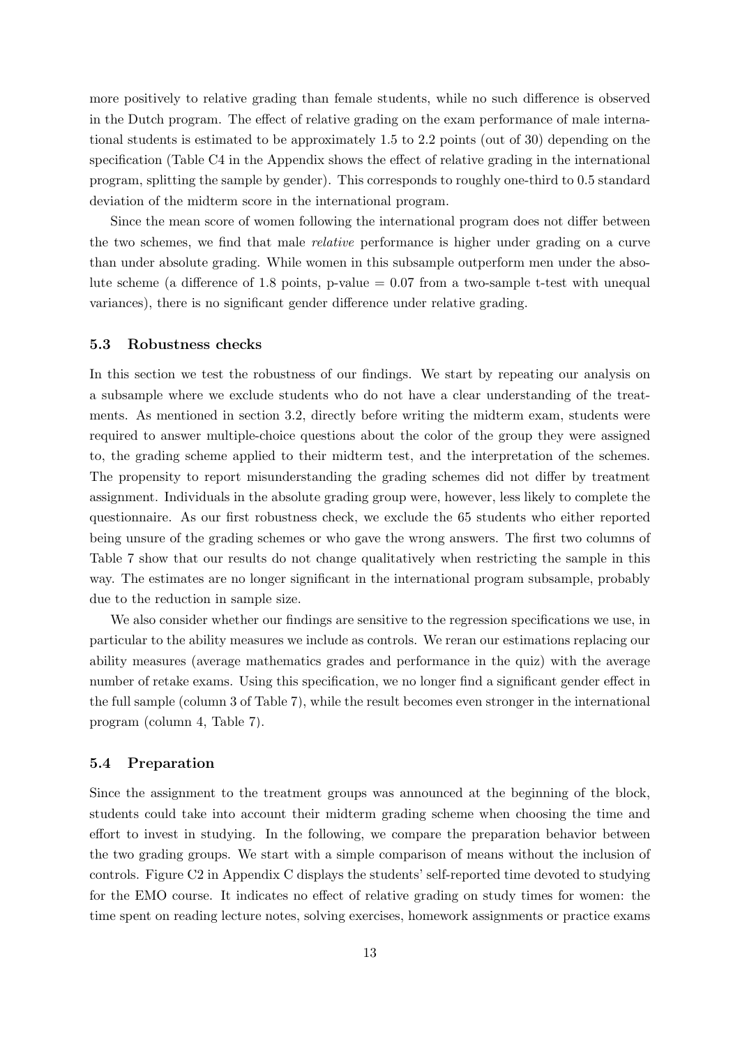more positively to relative grading than female students, while no such difference is observed in the Dutch program. The effect of relative grading on the exam performance of male international students is estimated to be approximately 1.5 to 2.2 points (out of 30) depending on the specification (Table C4 in the Appendix shows the effect of relative grading in the international program, splitting the sample by gender). This corresponds to roughly one-third to 0.5 standard deviation of the midterm score in the international program.

Since the mean score of women following the international program does not differ between the two schemes, we find that male *relative* performance is higher under grading on a curve than under absolute grading. While women in this subsample outperform men under the absolute scheme (a difference of 1.8 points, p-value = 0.07 from a two-sample t-test with unequal variances), there is no significant gender difference under relative grading.

### 5.3 Robustness checks

In this section we test the robustness of our findings. We start by repeating our analysis on a subsample where we exclude students who do not have a clear understanding of the treatments. As mentioned in section 3.2, directly before writing the midterm exam, students were required to answer multiple-choice questions about the color of the group they were assigned to, the grading scheme applied to their midterm test, and the interpretation of the schemes. The propensity to report misunderstanding the grading schemes did not differ by treatment assignment. Individuals in the absolute grading group were, however, less likely to complete the questionnaire. As our first robustness check, we exclude the 65 students who either reported being unsure of the grading schemes or who gave the wrong answers. The first two columns of Table 7 show that our results do not change qualitatively when restricting the sample in this way. The estimates are no longer significant in the international program subsample, probably due to the reduction in sample size.

We also consider whether our findings are sensitive to the regression specifications we use, in particular to the ability measures we include as controls. We reran our estimations replacing our ability measures (average mathematics grades and performance in the quiz) with the average number of retake exams. Using this specification, we no longer find a significant gender effect in the full sample (column 3 of Table 7), while the result becomes even stronger in the international program (column 4, Table 7).

### 5.4 Preparation

Since the assignment to the treatment groups was announced at the beginning of the block, students could take into account their midterm grading scheme when choosing the time and effort to invest in studying. In the following, we compare the preparation behavior between the two grading groups. We start with a simple comparison of means without the inclusion of controls. Figure C2 in Appendix C displays the students' self-reported time devoted to studying for the EMO course. It indicates no effect of relative grading on study times for women: the time spent on reading lecture notes, solving exercises, homework assignments or practice exams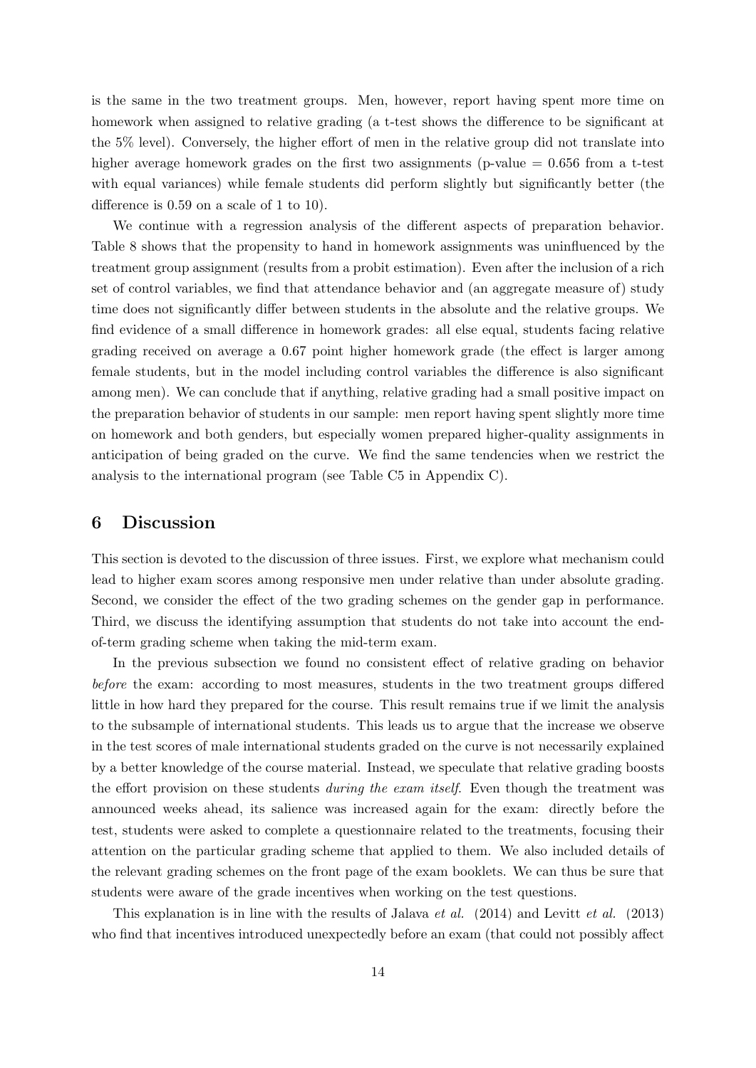is the same in the two treatment groups. Men, however, report having spent more time on homework when assigned to relative grading (a t-test shows the difference to be significant at the 5% level). Conversely, the higher effort of men in the relative group did not translate into higher average homework grades on the first two assignments (p-value = 0.656 from a t-test with equal variances) while female students did perform slightly but significantly better (the difference is 0.59 on a scale of 1 to 10).

We continue with a regression analysis of the different aspects of preparation behavior. Table 8 shows that the propensity to hand in homework assignments was uninfluenced by the treatment group assignment (results from a probit estimation). Even after the inclusion of a rich set of control variables, we find that attendance behavior and (an aggregate measure of) study time does not significantly differ between students in the absolute and the relative groups. We find evidence of a small difference in homework grades: all else equal, students facing relative grading received on average a 0.67 point higher homework grade (the effect is larger among female students, but in the model including control variables the difference is also significant among men). We can conclude that if anything, relative grading had a small positive impact on the preparation behavior of students in our sample: men report having spent slightly more time on homework and both genders, but especially women prepared higher-quality assignments in anticipation of being graded on the curve. We find the same tendencies when we restrict the analysis to the international program (see Table C5 in Appendix C).

## 6 Discussion

This section is devoted to the discussion of three issues. First, we explore what mechanism could lead to higher exam scores among responsive men under relative than under absolute grading. Second, we consider the effect of the two grading schemes on the gender gap in performance. Third, we discuss the identifying assumption that students do not take into account the end-of-term grading scheme when taking the mid-term exam.

In the previous subsection we found no consistent effect of relative grading on behavior *before* the exam: according to most measures, students in the two treatment groups differed little in how hard they prepared for the course. This result remains true if we limit the analysis to the subsample of international students. This leads us to argue that the increase we observe in the test scores of male international students graded on the curve is not necessarily explained by a better knowledge of the course material. Instead, we speculate that relative grading boosts the effort provision on these students *during the exam itself*. Even though the treatment was announced weeks ahead, its salience was increased again for the exam: directly before the test, students were asked to complete a questionnaire related to the treatments, focusing their attention on the particular grading scheme that applied to them. We also included details of the relevant grading schemes on the front page of the exam booklets. We can thus be sure that students were aware of the grade incentives when working on the test questions.

This explanation is in line with the results of Jalava *et al.* (2014) and Levitt *et al.* (2013) who find that incentives introduced unexpectedly before an exam (that could not possibly affect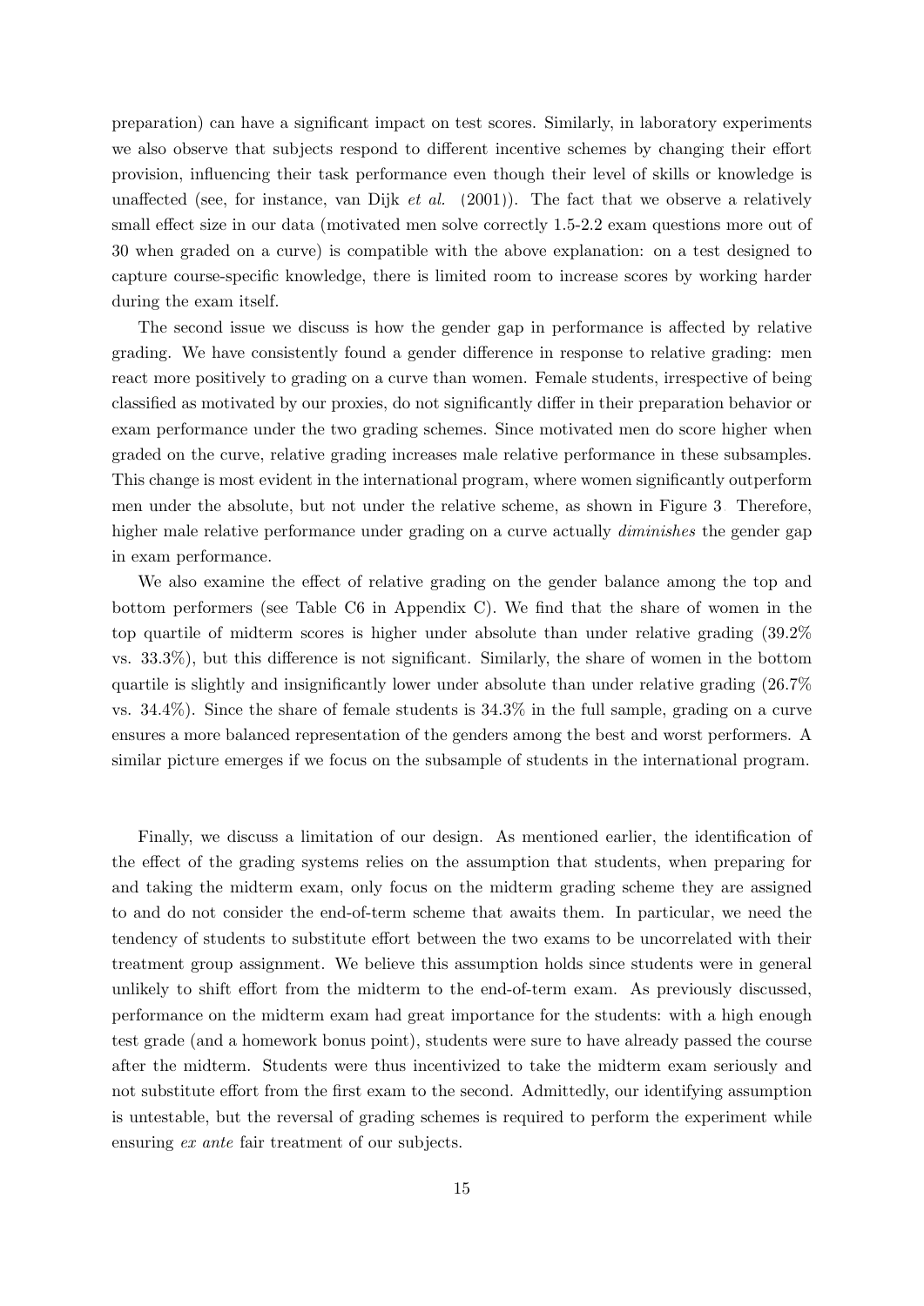preparation) can have a significant impact on test scores. Similarly, in laboratory experiments we also observe that subjects respond to different incentive schemes by changing their effort provision, influencing their task performance even though their level of skills or knowledge is unaffected (see, for instance, van Dijk *et al.* (2001)). The fact that we observe a relatively small effect size in our data (motivated men solve correctly 1.5-2.2 exam questions more out of 30 when graded on a curve) is compatible with the above explanation: on a test designed to capture course-specific knowledge, there is limited room to increase scores by working harder during the exam itself.

The second issue we discuss is how the gender gap in performance is affected by relative grading. We have consistently found a gender difference in response to relative grading: men react more positively to grading on a curve than women. Female students, irrespective of being classified as motivated by our proxies, do not significantly differ in their preparation behavior or exam performance under the two grading schemes. Since motivated men do score higher when graded on the curve, relative grading increases male relative performance in these subsamples. This change is most evident in the international program, where women significantly outperform men under the absolute, but not under the relative scheme, as shown in Figure 3. Therefore, higher male relative performance under grading on a curve actually *diminishes* the gender gap in exam performance.

We also examine the effect of relative grading on the gender balance among the top and bottom performers (see Table C6 in Appendix C). We find that the share of women in the top quartile of midterm scores is higher under absolute than under relative grading (39.2% vs. 33.3%), but this difference is not significant. Similarly, the share of women in the bottom quartile is slightly and insignificantly lower under absolute than under relative grading (26.7% vs. 34.4%). Since the share of female students is 34.3% in the full sample, grading on a curve ensures a more balanced representation of the genders among the best and worst performers. A similar picture emerges if we focus on the subsample of students in the international program.

Finally, we discuss a limitation of our design. As mentioned earlier, the identification of the effect of the grading systems relies on the assumption that students, when preparing for and taking the midterm exam, only focus on the midterm grading scheme they are assigned to and do not consider the end-of-term scheme that awaits them. In particular, we need the tendency of students to substitute effort between the two exams to be uncorrelated with their treatment group assignment. We believe this assumption holds since students were in general unlikely to shift effort from the midterm to the end-of-term exam. As previously discussed, performance on the midterm exam had great importance for the students: with a high enough test grade (and a homework bonus point), students were sure to have already passed the course after the midterm. Students were thus incentivized to take the midterm exam seriously and not substitute effort from the first exam to the second. Admittedly, our identifying assumption is untestable, but the reversal of grading schemes is required to perform the experiment while ensuring *ex ante* fair treatment of our subjects.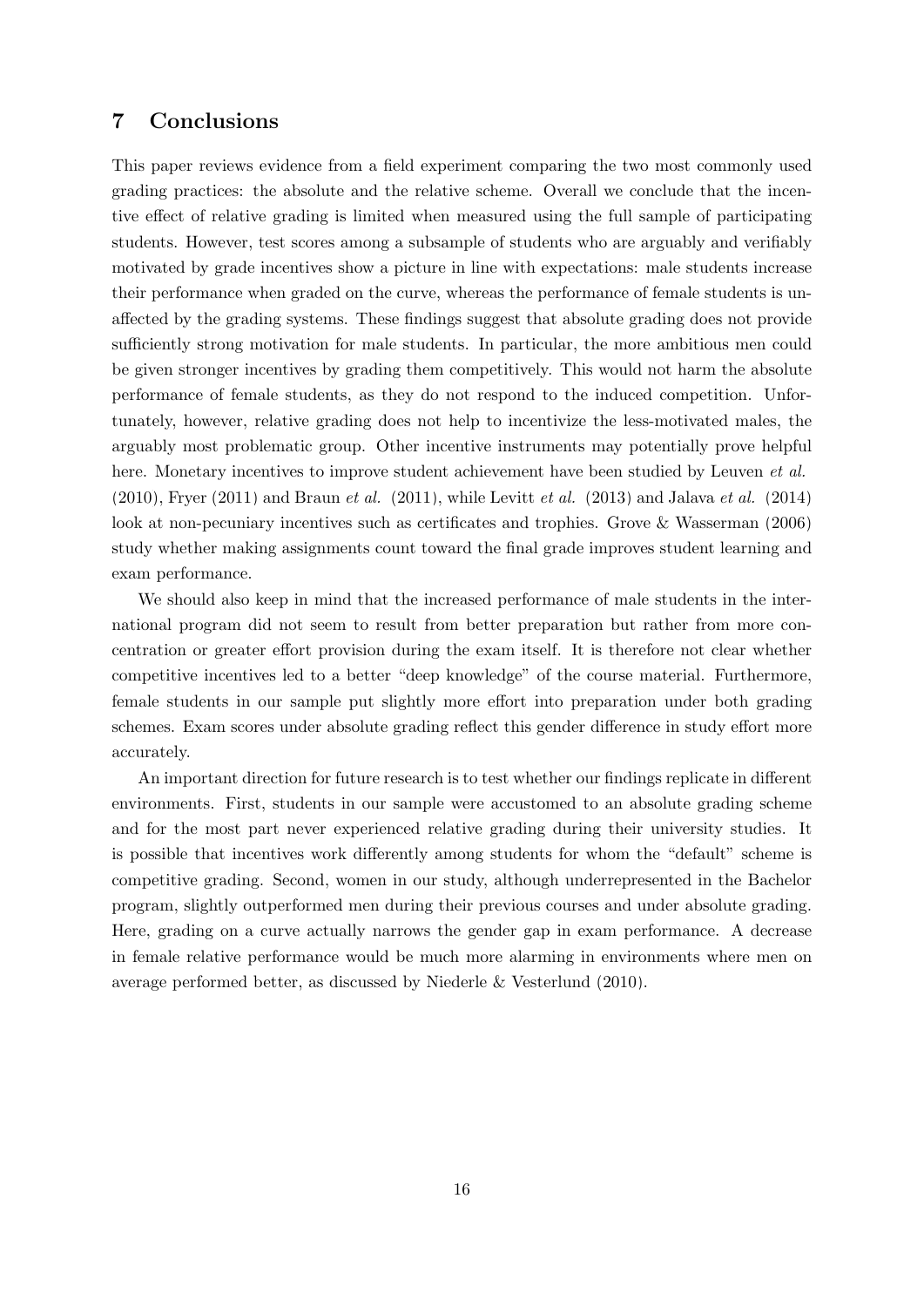## 7 Conclusions

This paper reviews evidence from a field experiment comparing the two most commonly used grading practices: the absolute and the relative scheme. Overall we conclude that the incentive effect of relative grading is limited when measured using the full sample of participating students. However, test scores among a subsample of students who are arguably and verifiably motivated by grade incentives show a picture in line with expectations: male students increase their performance when graded on the curve, whereas the performance of female students is unaffected by the grading systems. These findings suggest that absolute grading does not provide sufficiently strong motivation for male students. In particular, the more ambitious men could be given stronger incentives by grading them competitively. This would not harm the absolute performance of female students, as they do not respond to the induced competition. Unfortunately, however, relative grading does not help to incentivize the less-motivated males, the arguably most problematic group. Other incentive instruments may potentially prove helpful here. Monetary incentives to improve student achievement have been studied by Leuven *et al.* (2010), Fryer (2011) and Braun *et al.* (2011), while Levitt *et al.* (2013) and Jalava *et al.* (2014) look at non-pecuniary incentives such as certificates and trophies. Grove & Wasserman (2006) study whether making assignments count toward the final grade improves student learning and exam performance.

We should also keep in mind that the increased performance of male students in the international program did not seem to result from better preparation but rather from more concentration or greater effort provision during the exam itself. It is therefore not clear whether competitive incentives led to a better "deep knowledge" of the course material. Furthermore, female students in our sample put slightly more effort into preparation under both grading schemes. Exam scores under absolute grading reflect this gender difference in study effort more accurately.

An important direction for future research is to test whether our findings replicate in different environments. First, students in our sample were accustomed to an absolute grading scheme and for the most part never experienced relative grading during their university studies. It is possible that incentives work differently among students for whom the "default" scheme is competitive grading. Second, women in our study, although underrepresented in the Bachelor program, slightly outperformed men during their previous courses and under absolute grading. Here, grading on a curve actually narrows the gender gap in exam performance. A decrease in female relative performance would be much more alarming in environments where men on average performed better, as discussed by Niederle & Vesterlund (2010).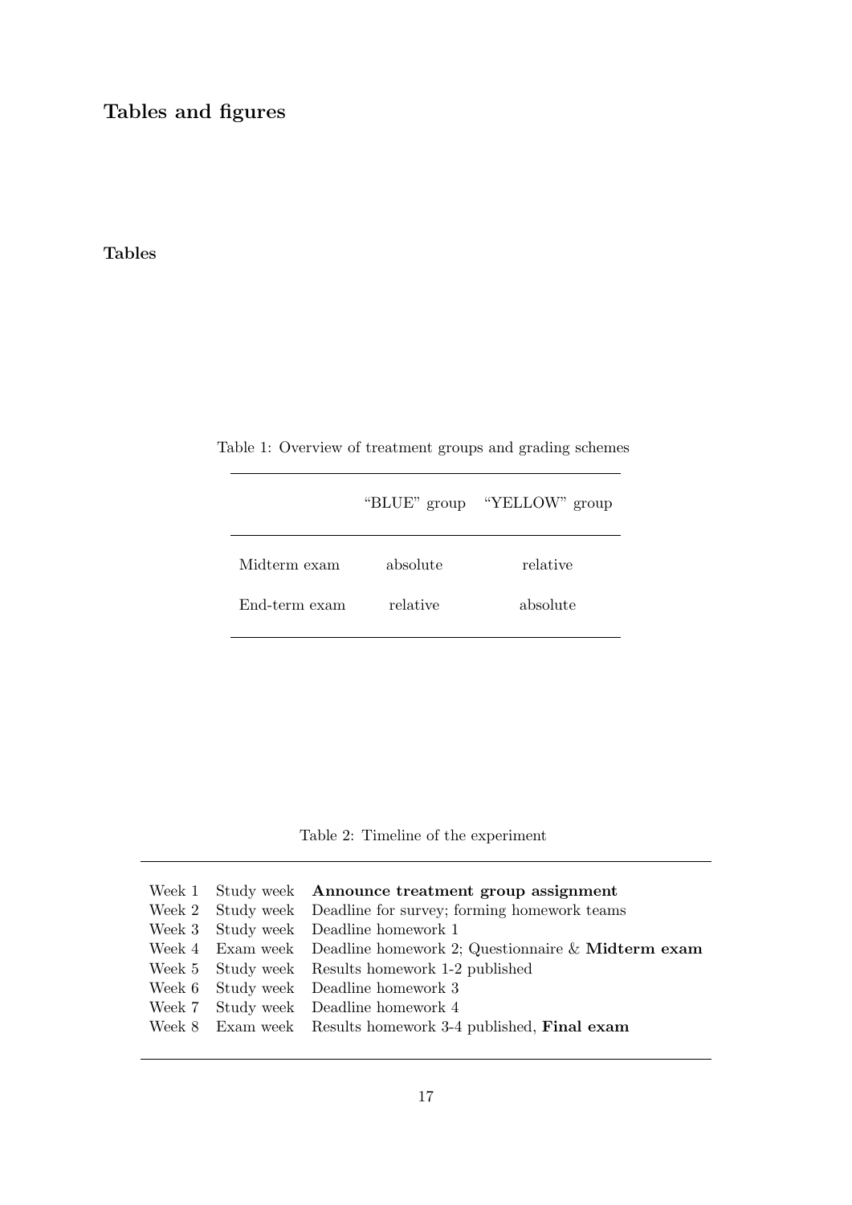## Tables and figures

### Tables

Table 1: Overview of treatment groups and grading schemes

| | "BLUE" group | "YELLOW" group |
|---|---|---|
| Midterm exam | absolute | relative |
| End-term exam | relative | absolute |

Table 2: Timeline of the experiment

| | | |
|---|---|---|
| Week 1 | Study week | **Announce treatment group assignment** |
| Week 2 | Study week | Deadline for survey; forming homework teams |
| Week 3 | Study week | Deadline homework 1 |
| Week 4 | Exam week | Deadline homework 2; Questionnaire & **Midterm exam** |
| Week 5 | Study week | Results homework 1-2 published |
| Week 6 | Study week | Deadline homework 3 |
| Week 7 | Study week | Deadline homework 4 |
| Week 8 | Exam week | Results homework 3-4 published, **Final exam** |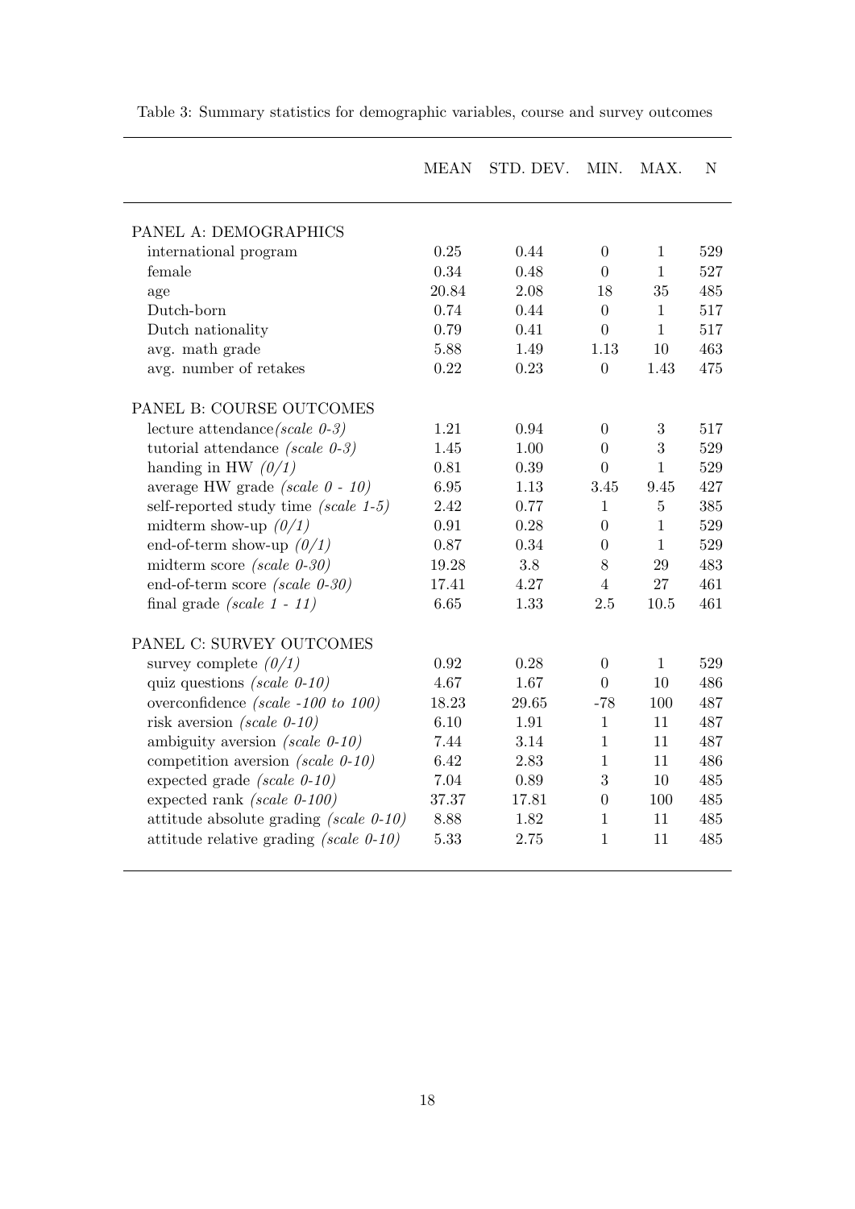Table 3: Summary statistics for demographic variables, course and survey outcomes

| | MEAN | STD. DEV. | MIN. | MAX. | N |
|---|---|---|---|---|---|
| PANEL A: DEMOGRAPHICS | | | | | |
| international program | 0.25 | 0.44 | 0 | 1 | 529 |
| female | 0.34 | 0.48 | 0 | 1 | 527 |
| age | 20.84 | 2.08 | 18 | 35 | 485 |
| Dutch-born | 0.74 | 0.44 | 0 | 1 | 517 |
| Dutch nationality | 0.79 | 0.41 | 0 | 1 | 517 |
| avg. math grade | 5.88 | 1.49 | 1.13 | 10 | 463 |
| avg. number of retakes | 0.22 | 0.23 | 0 | 1.43 | 475 |
| PANEL B: COURSE OUTCOMES | | | | | |
| lecture attendance *(scale 0-3)* | 1.21 | 0.94 | 0 | 3 | 517 |
| tutorial attendance *(scale 0-3)* | 1.45 | 1.00 | 0 | 3 | 529 |
| handing in HW *(0/1)* | 0.81 | 0.39 | 0 | 1 | 529 |
| average HW grade *(scale 0 - 10)* | 6.95 | 1.13 | 3.45 | 9.45 | 427 |
| self-reported study time *(scale 1-5)* | 2.42 | 0.77 | 1 | 5 | 385 |
| midterm show-up *(0/1)* | 0.91 | 0.28 | 0 | 1 | 529 |
| end-of-term show-up *(0/1)* | 0.87 | 0.34 | 0 | 1 | 529 |
| midterm score *(scale 0-30)* | 19.28 | 3.8 | 8 | 29 | 483 |
| end-of-term score *(scale 0-30)* | 17.41 | 4.27 | 4 | 27 | 461 |
| final grade *(scale 1 - 11)* | 6.65 | 1.33 | 2.5 | 10.5 | 461 |
| PANEL C: SURVEY OUTCOMES | | | | | |
| survey complete *(0/1)* | 0.92 | 0.28 | 0 | 1 | 529 |
| quiz questions *(scale 0-10)* | 4.67 | 1.67 | 0 | 10 | 486 |
| overconfidence *(scale -100 to 100)* | 18.23 | 29.65 | -78 | 100 | 487 |
| risk aversion *(scale 0-10)* | 6.10 | 1.91 | 1 | 11 | 487 |
| ambiguity aversion *(scale 0-10)* | 7.44 | 3.14 | 1 | 11 | 487 |
| competition aversion *(scale 0-10)* | 6.42 | 2.83 | 1 | 11 | 486 |
| expected grade *(scale 0-10)* | 7.04 | 0.89 | 3 | 10 | 485 |
| expected rank *(scale 0-100)* | 37.37 | 17.81 | 0 | 100 | 485 |
| attitude absolute grading *(scale 0-10)* | 8.88 | 1.82 | 1 | 11 | 485 |
| attitude relative grading *(scale 0-10)* | 5.33 | 2.75 | 1 | 11 | 485 |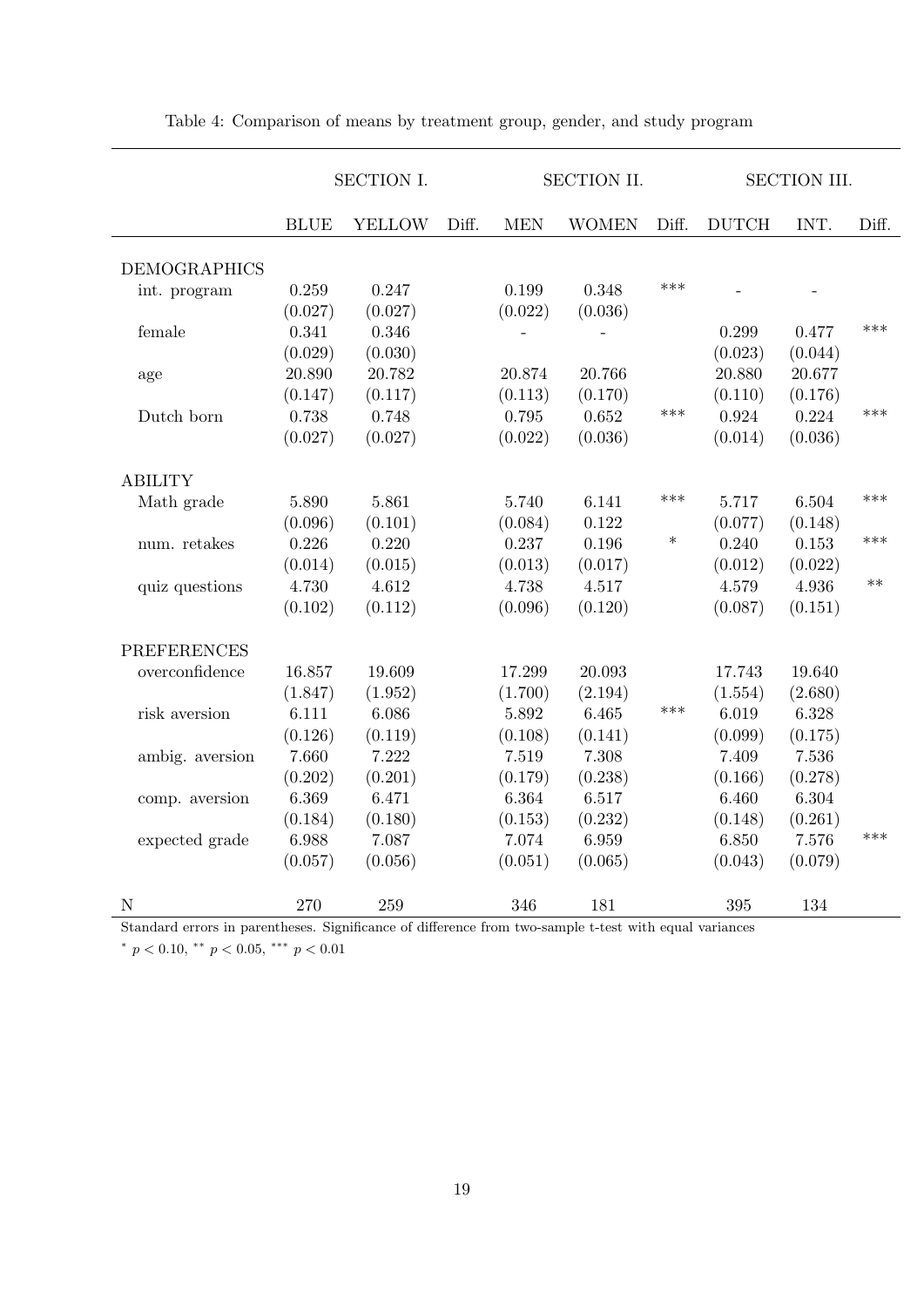Table 4: Comparison of means by treatment group, gender, and study program

| | SECTION I. | | | SECTION II. | | | SECTION III. | | |
|---|---|---|---|---|---|---|---|---|---|
| | BLUE | YELLOW | Diff. | MEN | WOMEN | Diff. | DUTCH | INT. | Diff. |
| DEMOGRAPHICS | | | | | | | | | |
| int. program | 0.259 | 0.247 | | 0.199 | 0.348 | *** | - | - | |
| | (0.027) | (0.027) | | (0.022) | (0.036) | | | | |
| female | 0.341 | 0.346 | | - | - | | 0.299 | 0.477 | *** |
| | (0.029) | (0.030) | | | | | (0.023) | (0.044) | |
| age | 20.890 | 20.782 | | 20.874 | 20.766 | | 20.880 | 20.677 | |
| | (0.147) | (0.117) | | (0.113) | (0.170) | | (0.110) | (0.176) | |
| Dutch born | 0.738 | 0.748 | | 0.795 | 0.652 | *** | 0.924 | 0.224 | *** |
| | (0.027) | (0.027) | | (0.022) | (0.036) | | (0.014) | (0.036) | |
| ABILITY | | | | | | | | | |
| Math grade | 5.890 | 5.861 | | 5.740 | 6.141 | *** | 5.717 | 6.504 | *** |
| | (0.096) | (0.101) | | (0.084) | 0.122 | | (0.077) | (0.148) | |
| num. retakes | 0.226 | 0.220 | | 0.237 | 0.196 | * | 0.240 | 0.153 | *** |
| | (0.014) | (0.015) | | (0.013) | (0.017) | | (0.012) | (0.022) | |
| quiz questions | 4.730 | 4.612 | | 4.738 | 4.517 | | 4.579 | 4.936 | ** |
| | (0.102) | (0.112) | | (0.096) | (0.120) | | (0.087) | (0.151) | |
| PREFERENCES | | | | | | | | | |
| overconfidence | 16.857 | 19.609 | | 17.299 | 20.093 | | 17.743 | 19.640 | |
| | (1.847) | (1.952) | | (1.700) | (2.194) | | (1.554) | (2.680) | |
| risk aversion | 6.111 | 6.086 | | 5.892 | 6.465 | *** | 6.019 | 6.328 | |
| | (0.126) | (0.119) | | (0.108) | (0.141) | | (0.099) | (0.175) | |
| ambig. aversion | 7.660 | 7.222 | | 7.519 | 7.308 | | 7.409 | 7.536 | |
| | (0.202) | (0.201) | | (0.179) | (0.238) | | (0.166) | (0.278) | |
| comp. aversion | 6.369 | 6.471 | | 6.364 | 6.517 | | 6.460 | 6.304 | |
| | (0.184) | (0.180) | | (0.153) | (0.232) | | (0.148) | (0.261) | |
| expected grade | 6.988 | 7.087 | | 7.074 | 6.959 | | 6.850 | 7.576 | *** |
| | (0.057) | (0.056) | | (0.051) | (0.065) | | (0.043) | (0.079) | |
| N | 270 | 259 | | 346 | 181 | | 395 | 134 | |

Standard errors in parentheses. Significance of difference from two-sample t-test with equal variances

$^{*}$ $p < 0.10$, $^{**}$ $p < 0.05$, $^{***}$ $p < 0.01$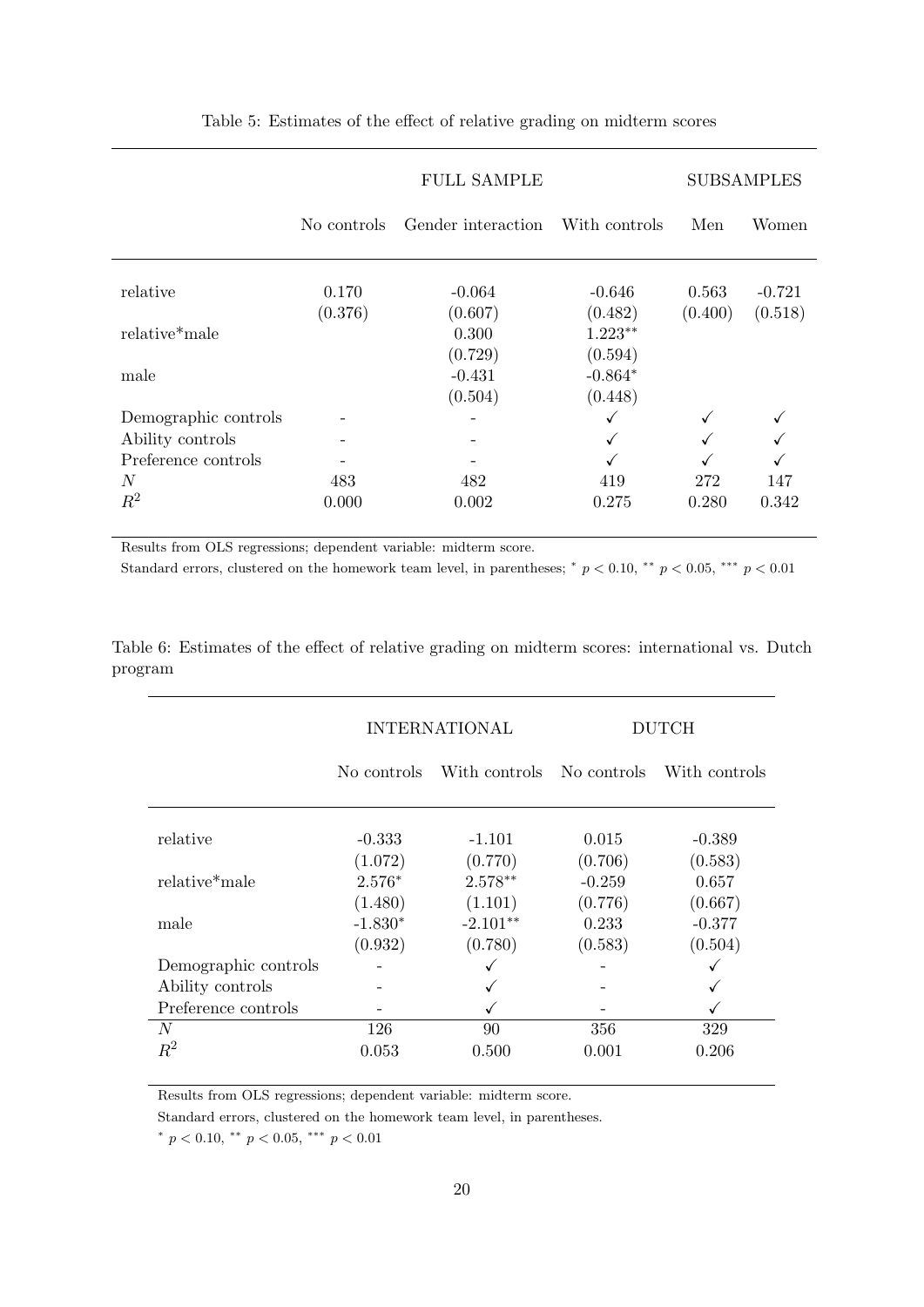Table 5: Estimates of the effect of relative grading on midterm scores

| | FULL SAMPLE | | | SUBSAMPLES | |
|---|---|---|---|---|---|
| | No controls | Gender interaction | With controls | Men | Women |
| relative | 0.170 | -0.064 | -0.646 | 0.563 | -0.721 |
| | (0.376) | (0.607) | (0.482) | (0.400) | (0.518) |
| relative*male | | 0.300 | 1.223** | | |
| | | (0.729) | (0.594) | | |
| male | | -0.431 | -0.864* | | |
| | | (0.504) | (0.448) | | |
| Demographic controls | - | - | ✓ | ✓ | ✓ |
| Ability controls | - | - | ✓ | ✓ | ✓ |
| Preference controls | - | - | ✓ | ✓ | ✓ |
| $N$ | 483 | 482 | 419 | 272 | 147 |
| $R^2$ | 0.000 | 0.002 | 0.275 | 0.280 | 0.342 |

Results from OLS regressions; dependent variable: midterm score.

Standard errors, clustered on the homework team level, in parentheses; * $p < 0.10$, ** $p < 0.05$, *** $p < 0.01$

Table 6: Estimates of the effect of relative grading on midterm scores: international vs. Dutch program

| | INTERNATIONAL | | DUTCH | |
|---|---|---|---|---|
| | No controls | With controls | No controls | With controls |
| relative | -0.333 | -1.101 | 0.015 | -0.389 |
| | (1.072) | (0.770) | (0.706) | (0.583) |
| relative*male | 2.576* | 2.578** | -0.259 | 0.657 |
| | (1.480) | (1.101) | (0.776) | (0.667) |
| male | -1.830* | -2.101** | 0.233 | -0.377 |
| | (0.932) | (0.780) | (0.583) | (0.504) |
| Demographic controls | - | ✓ | - | ✓ |
| Ability controls | - | ✓ | - | ✓ |
| Preference controls | - | ✓ | - | ✓ |
| $N$ | 126 | 90 | 356 | 329 |
| $R^2$ | 0.053 | 0.500 | 0.001 | 0.206 |

Results from OLS regressions; dependent variable: midterm score.

Standard errors, clustered on the homework team level, in parentheses.

* $p < 0.10$, ** $p < 0.05$, *** $p < 0.01$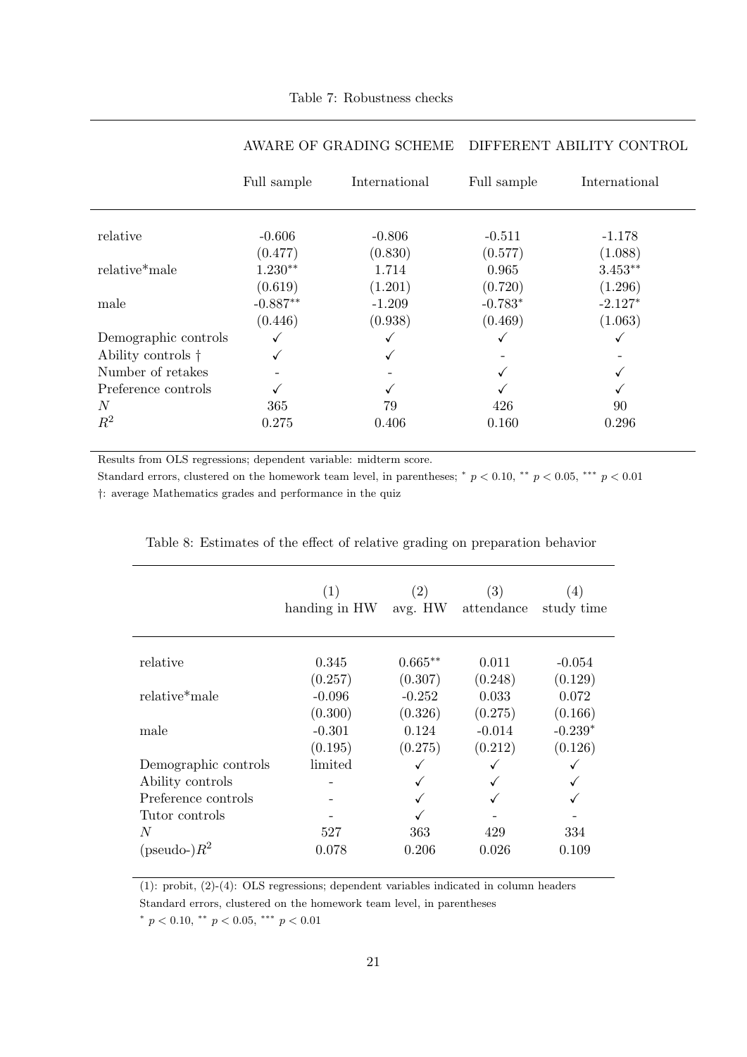Table 7: Robustness checks

| | AWARE OF GRADING SCHEME | | DIFFERENT ABILITY CONTROL | |
|---|---|---|---|---|
| | Full sample | International | Full sample | International |
| relative | -0.606 | -0.806 | -0.511 | -1.178 |
| | (0.477) | (0.830) | (0.577) | (1.088) |
| relative*male | 1.230** | 1.714 | 0.965 | 3.453** |
| | (0.619) | (1.201) | (0.720) | (1.296) |
| male | -0.887** | -1.209 | -0.783* | -2.127* |
| | (0.446) | (0.938) | (0.469) | (1.063) |
| Demographic controls | ✓ | ✓ | ✓ | ✓ |
| Ability controls † | ✓ | ✓ | - | - |
| Number of retakes | - | - | ✓ | ✓ |
| Preference controls | ✓ | ✓ | ✓ | ✓ |
| $N$ | 365 | 79 | 426 | 90 |
| $R^2$ | 0.275 | 0.406 | 0.160 | 0.296 |

Results from OLS regressions; dependent variable: midterm score.

Standard errors, clustered on the homework team level, in parentheses; * $p < 0.10$, ** $p < 0.05$, *** $p < 0.01$

†: average Mathematics grades and performance in the quiz

Table 8: Estimates of the effect of relative grading on preparation behavior

| | (1) handing in HW | (2) avg. HW | (3) attendance | (4) study time |
|---|---|---|---|---|
| relative | 0.345 | 0.665** | 0.011 | -0.054 |
| | (0.257) | (0.307) | (0.248) | (0.129) |
| relative*male | -0.096 | -0.252 | 0.033 | 0.072 |
| | (0.300) | (0.326) | (0.275) | (0.166) |
| male | -0.301 | 0.124 | -0.014 | -0.239* |
| | (0.195) | (0.275) | (0.212) | (0.126) |
| Demographic controls | limited | ✓ | ✓ | ✓ |
| Ability controls | - | ✓ | ✓ | ✓ |
| Preference controls | - | ✓ | ✓ | ✓ |
| Tutor controls | - | ✓ | - | - |
| $N$ | 527 | 363 | 429 | 334 |
| (pseudo-)$R^2$ | 0.078 | 0.206 | 0.026 | 0.109 |

(1): probit, (2)-(4): OLS regressions; dependent variables indicated in column headers

Standard errors, clustered on the homework team level, in parentheses

* $p < 0.10$, ** $p < 0.05$, *** $p < 0.01$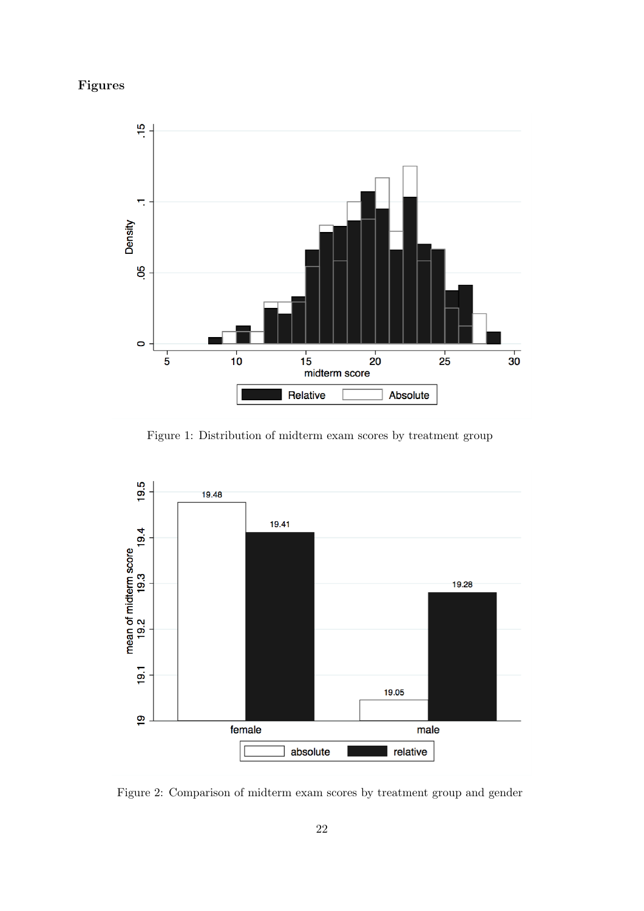**Figures**

Figure 1: Distribution of midterm exam scores by treatment group

Figure 2: Comparison of midterm exam scores by treatment group and gender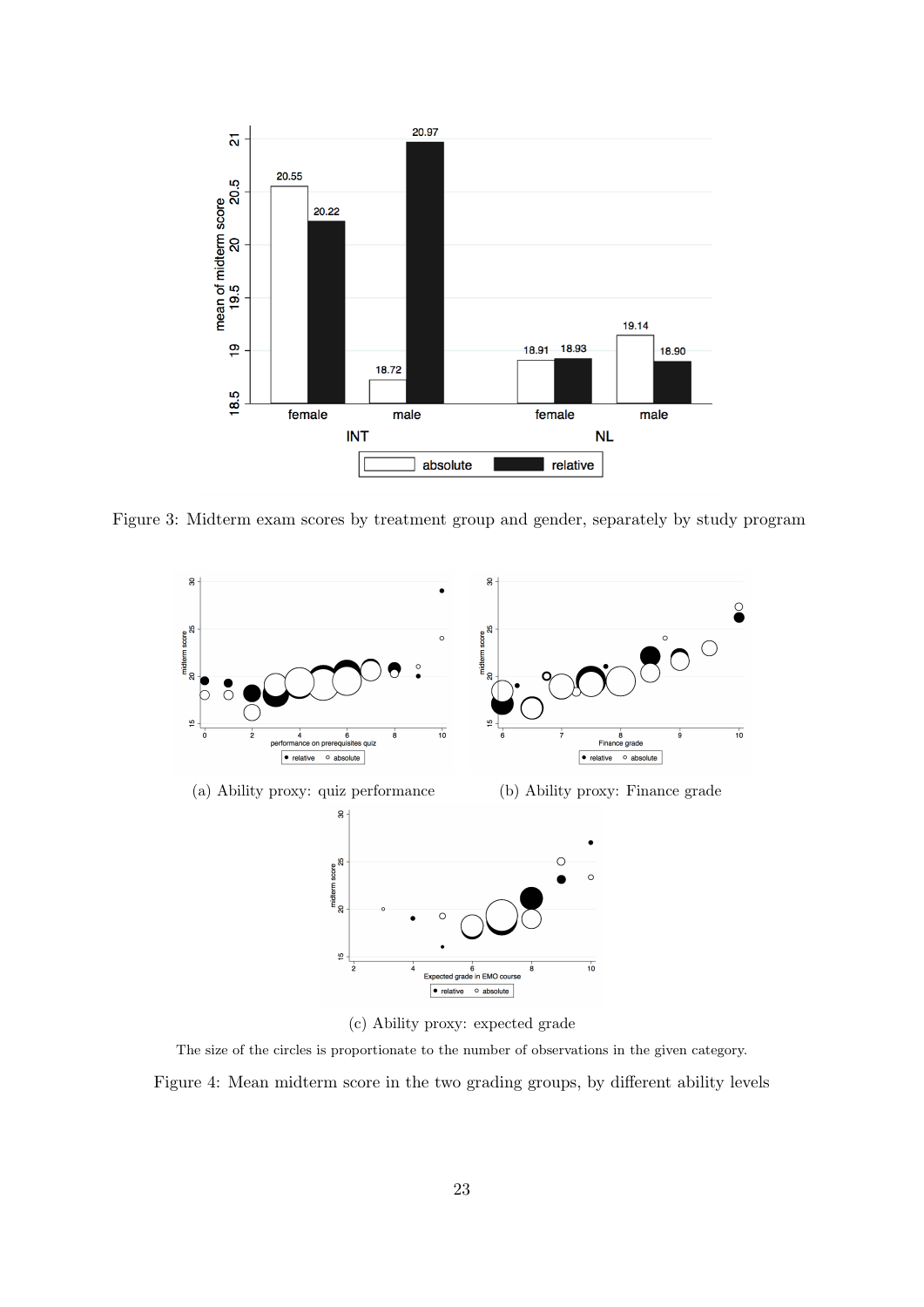Figure 3: Midterm exam scores by treatment group and gender, separately by study program

(a) Ability proxy: quiz performance

(b) Ability proxy: Finance grade

(c) Ability proxy: expected grade

The size of the circles is proportionate to the number of observations in the given category.

Figure 4: Mean midterm score in the two grading groups, by different ability levels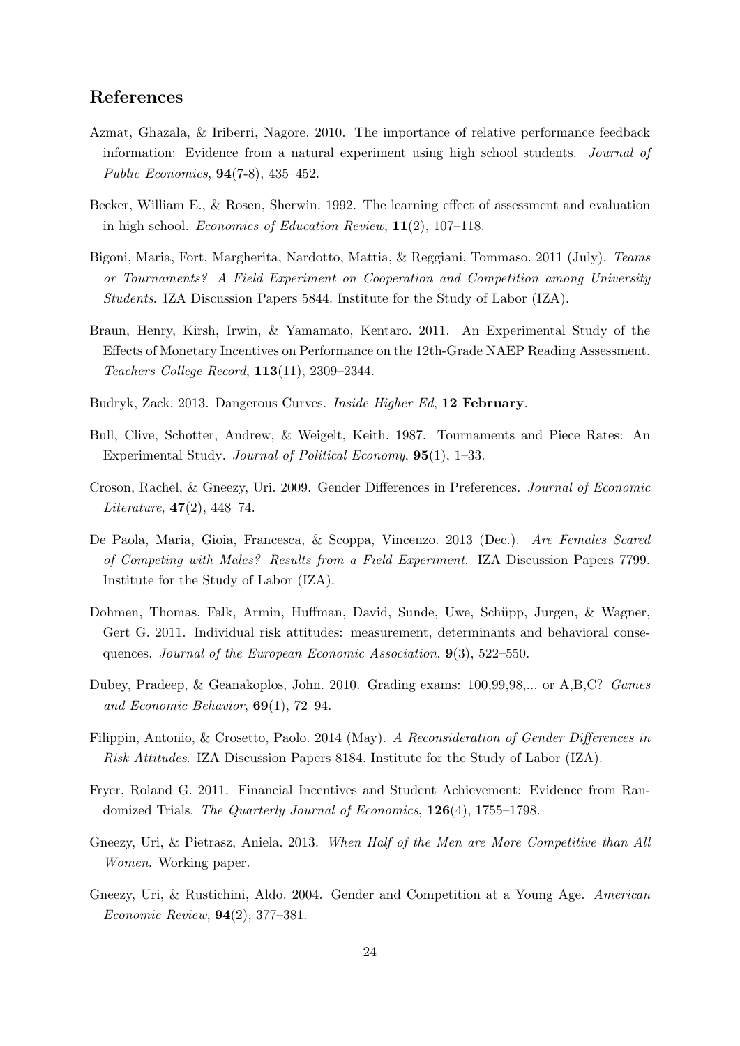## References

Azmat, Ghazala, & Iriberri, Nagore. 2010. The importance of relative performance feedback information: Evidence from a natural experiment using high school students. *Journal of Public Economics*, **94**(7-8), 435–452.

Becker, William E., & Rosen, Sherwin. 1992. The learning effect of assessment and evaluation in high school. *Economics of Education Review*, **11**(2), 107–118.

Bigoni, Maria, Fort, Margherita, Nardotto, Mattia, & Reggiani, Tommaso. 2011 (July). *Teams or Tournaments? A Field Experiment on Cooperation and Competition among University Students*. IZA Discussion Papers 5844. Institute for the Study of Labor (IZA).

Braun, Henry, Kirsh, Irwin, & Yamamato, Kentaro. 2011. An Experimental Study of the Effects of Monetary Incentives on Performance on the 12th-Grade NAEP Reading Assessment. *Teachers College Record*, **113**(11), 2309–2344.

Budryk, Zack. 2013. Dangerous Curves. *Inside Higher Ed*, **12 February**.

Bull, Clive, Schotter, Andrew, & Weigelt, Keith. 1987. Tournaments and Piece Rates: An Experimental Study. *Journal of Political Economy*, **95**(1), 1–33.

Croson, Rachel, & Gneezy, Uri. 2009. Gender Differences in Preferences. *Journal of Economic Literature*, **47**(2), 448–74.

De Paola, Maria, Gioia, Francesca, & Scoppa, Vincenzo. 2013 (Dec.). *Are Females Scared of Competing with Males? Results from a Field Experiment*. IZA Discussion Papers 7799. Institute for the Study of Labor (IZA).

Dohmen, Thomas, Falk, Armin, Huffman, David, Sunde, Uwe, Schüpp, Jurgen, & Wagner, Gert G. 2011. Individual risk attitudes: measurement, determinants and behavioral consequences. *Journal of the European Economic Association*, **9**(3), 522–550.

Dubey, Pradeep, & Geanakoplos, John. 2010. Grading exams: 100,99,98,... or A,B,C? *Games and Economic Behavior*, **69**(1), 72–94.

Filippin, Antonio, & Crosetto, Paolo. 2014 (May). *A Reconsideration of Gender Differences in Risk Attitudes*. IZA Discussion Papers 8184. Institute for the Study of Labor (IZA).

Fryer, Roland G. 2011. Financial Incentives and Student Achievement: Evidence from Randomized Trials. *The Quarterly Journal of Economics*, **126**(4), 1755–1798.

Gneezy, Uri, & Pietrasz, Aniela. 2013. *When Half of the Men are More Competitive than All Women*. Working paper.

Gneezy, Uri, & Rustichini, Aldo. 2004. Gender and Competition at a Young Age. *American Economic Review*, **94**(2), 377–381.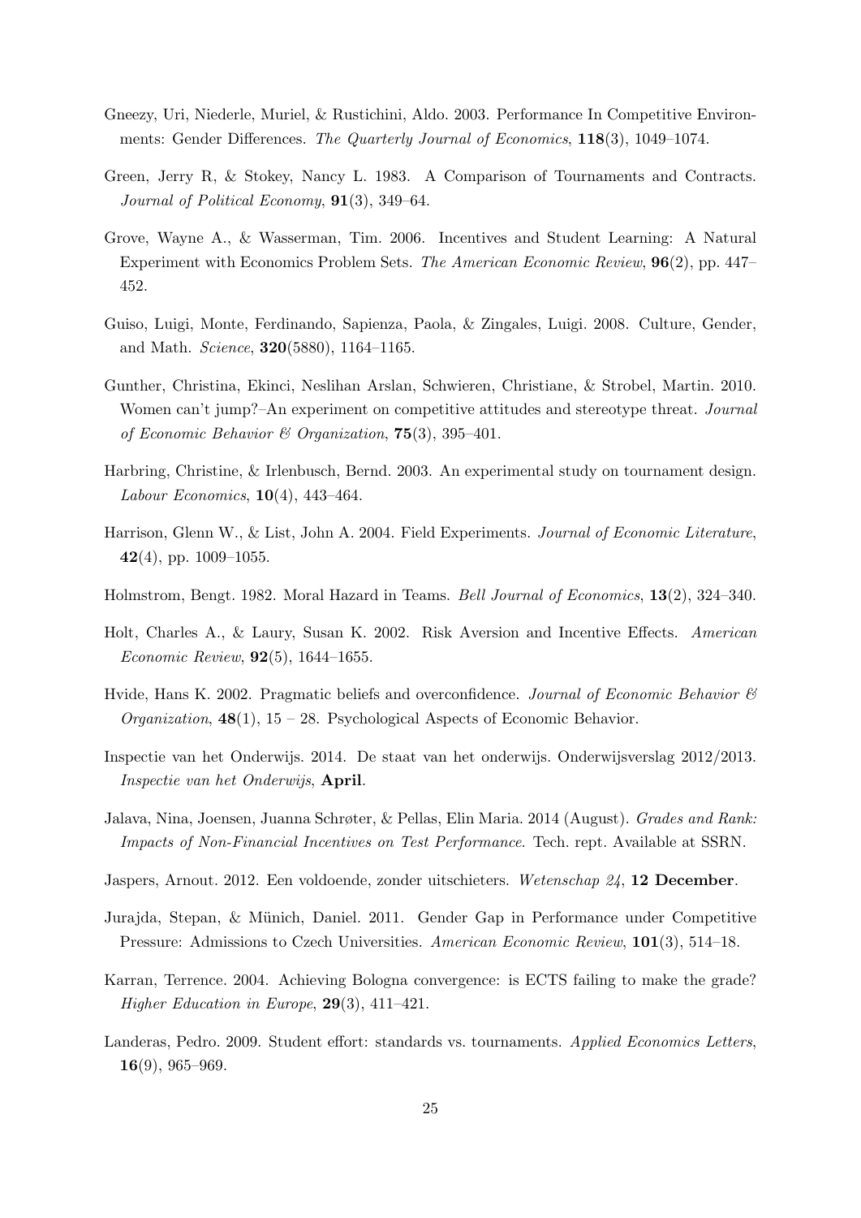Gneezy, Uri, Niederle, Muriel, & Rustichini, Aldo. 2003. Performance In Competitive Environments: Gender Differences. *The Quarterly Journal of Economics*, **118**(3), 1049–1074.

Green, Jerry R, & Stokey, Nancy L. 1983. A Comparison of Tournaments and Contracts. *Journal of Political Economy*, **91**(3), 349–64.

Grove, Wayne A., & Wasserman, Tim. 2006. Incentives and Student Learning: A Natural Experiment with Economics Problem Sets. *The American Economic Review*, **96**(2), pp. 447–452.

Guiso, Luigi, Monte, Ferdinando, Sapienza, Paola, & Zingales, Luigi. 2008. Culture, Gender, and Math. *Science*, **320**(5880), 1164–1165.

Gunther, Christina, Ekinci, Neslihan Arslan, Schwieren, Christiane, & Strobel, Martin. 2010. Women can't jump?–An experiment on competitive attitudes and stereotype threat. *Journal of Economic Behavior & Organization*, **75**(3), 395–401.

Harbring, Christine, & Irlenbusch, Bernd. 2003. An experimental study on tournament design. *Labour Economics*, **10**(4), 443–464.

Harrison, Glenn W., & List, John A. 2004. Field Experiments. *Journal of Economic Literature*, **42**(4), pp. 1009–1055.

Holmstrom, Bengt. 1982. Moral Hazard in Teams. *Bell Journal of Economics*, **13**(2), 324–340.

Holt, Charles A., & Laury, Susan K. 2002. Risk Aversion and Incentive Effects. *American Economic Review*, **92**(5), 1644–1655.

Hvide, Hans K. 2002. Pragmatic beliefs and overconfidence. *Journal of Economic Behavior & Organization*, **48**(1), 15 – 28. Psychological Aspects of Economic Behavior.

Inspectie van het Onderwijs. 2014. De staat van het onderwijs. Onderwijsverslag 2012/2013. *Inspectie van het Onderwijs*, **April**.

Jalava, Nina, Joensen, Juanna Schrøter, & Pellas, Elin Maria. 2014 (August). *Grades and Rank: Impacts of Non-Financial Incentives on Test Performance*. Tech. rept. Available at SSRN.

Jaspers, Arnout. 2012. Een voldoende, zonder uitschieters. *Wetenschap 24*, **12 December**.

Jurajda, Stepan, & Münich, Daniel. 2011. Gender Gap in Performance under Competitive Pressure: Admissions to Czech Universities. *American Economic Review*, **101**(3), 514–18.

Karran, Terrence. 2004. Achieving Bologna convergence: is ECTS failing to make the grade? *Higher Education in Europe*, **29**(3), 411–421.

Landeras, Pedro. 2009. Student effort: standards vs. tournaments. *Applied Economics Letters*, **16**(9), 965–969.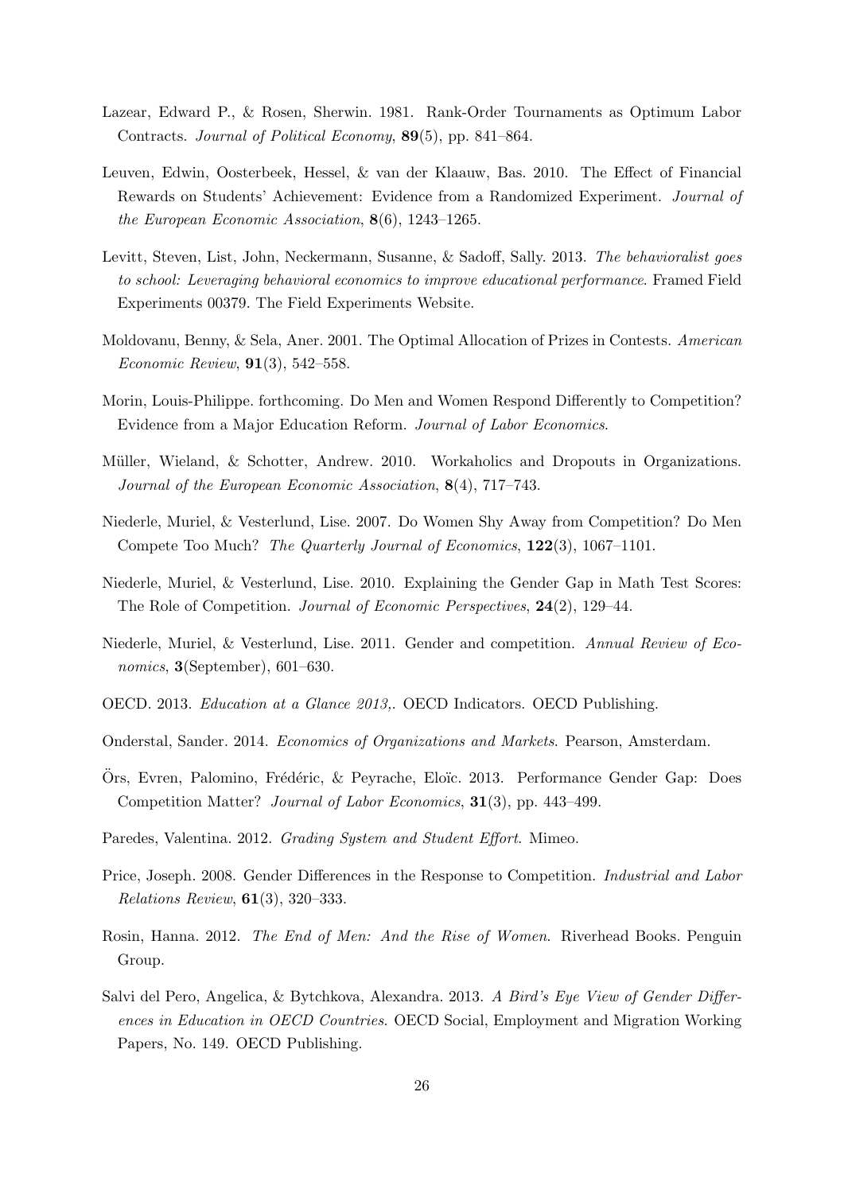Lazear, Edward P., & Rosen, Sherwin. 1981. Rank-Order Tournaments as Optimum Labor Contracts. *Journal of Political Economy*, **89**(5), pp. 841–864.

Leuven, Edwin, Oosterbeek, Hessel, & van der Klaauw, Bas. 2010. The Effect of Financial Rewards on Students' Achievement: Evidence from a Randomized Experiment. *Journal of the European Economic Association*, **8**(6), 1243–1265.

Levitt, Steven, List, John, Neckermann, Susanne, & Sadoff, Sally. 2013. *The behavioralist goes to school: Leveraging behavioral economics to improve educational performance*. Framed Field Experiments 00379. The Field Experiments Website.

Moldovanu, Benny, & Sela, Aner. 2001. The Optimal Allocation of Prizes in Contests. *American Economic Review*, **91**(3), 542–558.

Morin, Louis-Philippe. forthcoming. Do Men and Women Respond Differently to Competition? Evidence from a Major Education Reform. *Journal of Labor Economics*.

Müller, Wieland, & Schotter, Andrew. 2010. Workaholics and Dropouts in Organizations. *Journal of the European Economic Association*, **8**(4), 717–743.

Niederle, Muriel, & Vesterlund, Lise. 2007. Do Women Shy Away from Competition? Do Men Compete Too Much? *The Quarterly Journal of Economics*, **122**(3), 1067–1101.

Niederle, Muriel, & Vesterlund, Lise. 2010. Explaining the Gender Gap in Math Test Scores: The Role of Competition. *Journal of Economic Perspectives*, **24**(2), 129–44.

Niederle, Muriel, & Vesterlund, Lise. 2011. Gender and competition. *Annual Review of Economics*, **3**(September), 601–630.

OECD. 2013. *Education at a Glance 2013,*. OECD Indicators. OECD Publishing.

Onderstal, Sander. 2014. *Economics of Organizations and Markets*. Pearson, Amsterdam.

Örs, Evren, Palomino, Frédéric, & Peyrache, Eloïc. 2013. Performance Gender Gap: Does Competition Matter? *Journal of Labor Economics*, **31**(3), pp. 443–499.

Paredes, Valentina. 2012. *Grading System and Student Effort*. Mimeo.

Price, Joseph. 2008. Gender Differences in the Response to Competition. *Industrial and Labor Relations Review*, **61**(3), 320–333.

Rosin, Hanna. 2012. *The End of Men: And the Rise of Women*. Riverhead Books. Penguin Group.

Salvi del Pero, Angelica, & Bytchkova, Alexandra. 2013. *A Bird's Eye View of Gender Differences in Education in OECD Countries*. OECD Social, Employment and Migration Working Papers, No. 149. OECD Publishing.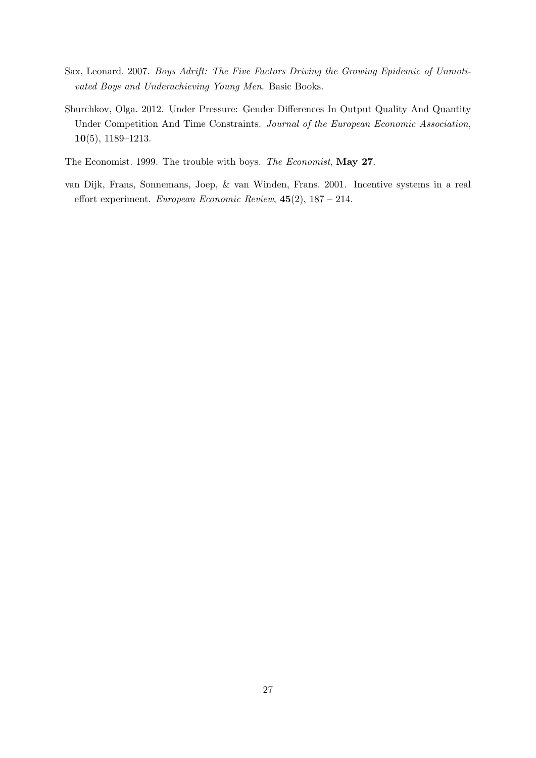Sax, Leonard. 2007. *Boys Adrift: The Five Factors Driving the Growing Epidemic of Unmotivated Boys and Underachieving Young Men*. Basic Books.

Shurchkov, Olga. 2012. Under Pressure: Gender Differences In Output Quality And Quantity Under Competition And Time Constraints. *Journal of the European Economic Association*, **10**(5), 1189–1213.

The Economist. 1999. The trouble with boys. *The Economist*, **May 27**.

van Dijk, Frans, Sonnemans, Joep, & van Winden, Frans. 2001. Incentive systems in a real effort experiment. *European Economic Review*, **45**(2), 187 – 214.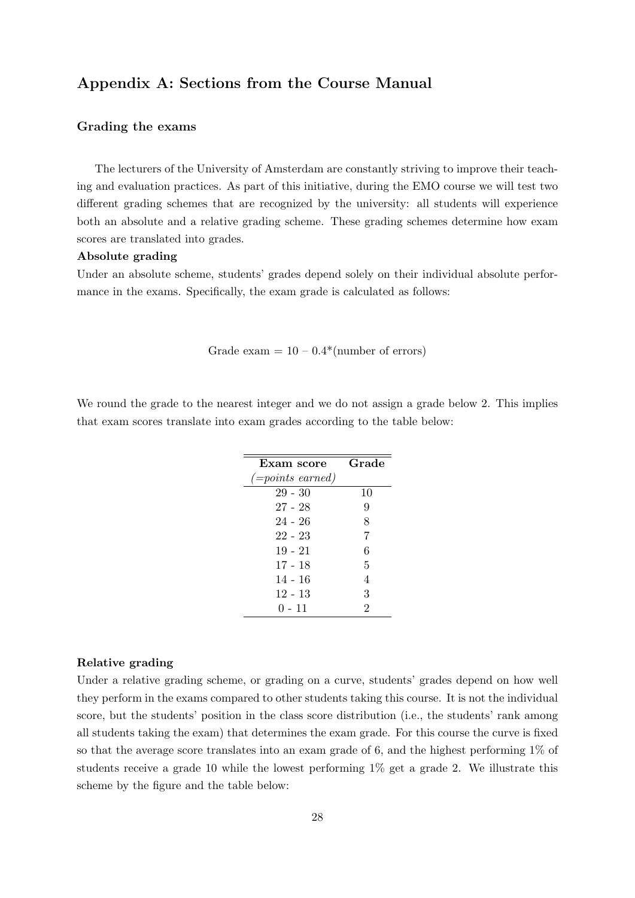## Appendix A: Sections from the Course Manual

### Grading the exams

The lecturers of the University of Amsterdam are constantly striving to improve their teaching and evaluation practices. As part of this initiative, during the EMO course we will test two different grading schemes that are recognized by the university: all students will experience both an absolute and a relative grading scheme. These grading schemes determine how exam scores are translated into grades.

**Absolute grading**

Under an absolute scheme, students' grades depend solely on their individual absolute performance in the exams. Specifically, the exam grade is calculated as follows:

$$\text{Grade exam} = 10 - 0.4^{*}(\text{number of errors})$$

We round the grade to the nearest integer and we do not assign a grade below 2. This implies that exam scores translate into exam grades according to the table below:

| **Exam score** *(=points earned)* | **Grade** |
|---|---|
| 29 - 30 | 10 |
| 27 - 28 | 9 |
| 24 - 26 | 8 |
| 22 - 23 | 7 |
| 19 - 21 | 6 |
| 17 - 18 | 5 |
| 14 - 16 | 4 |
| 12 - 13 | 3 |
| 0 - 11 | 2 |

**Relative grading**

Under a relative grading scheme, or grading on a curve, students' grades depend on how well they perform in the exams compared to other students taking this course. It is not the individual score, but the students' position in the class score distribution (i.e., the students' rank among all students taking the exam) that determines the exam grade. For this course the curve is fixed so that the average score translates into an exam grade of 6, and the highest performing 1% of students receive a grade 10 while the lowest performing 1% get a grade 2. We illustrate this scheme by the figure and the table below: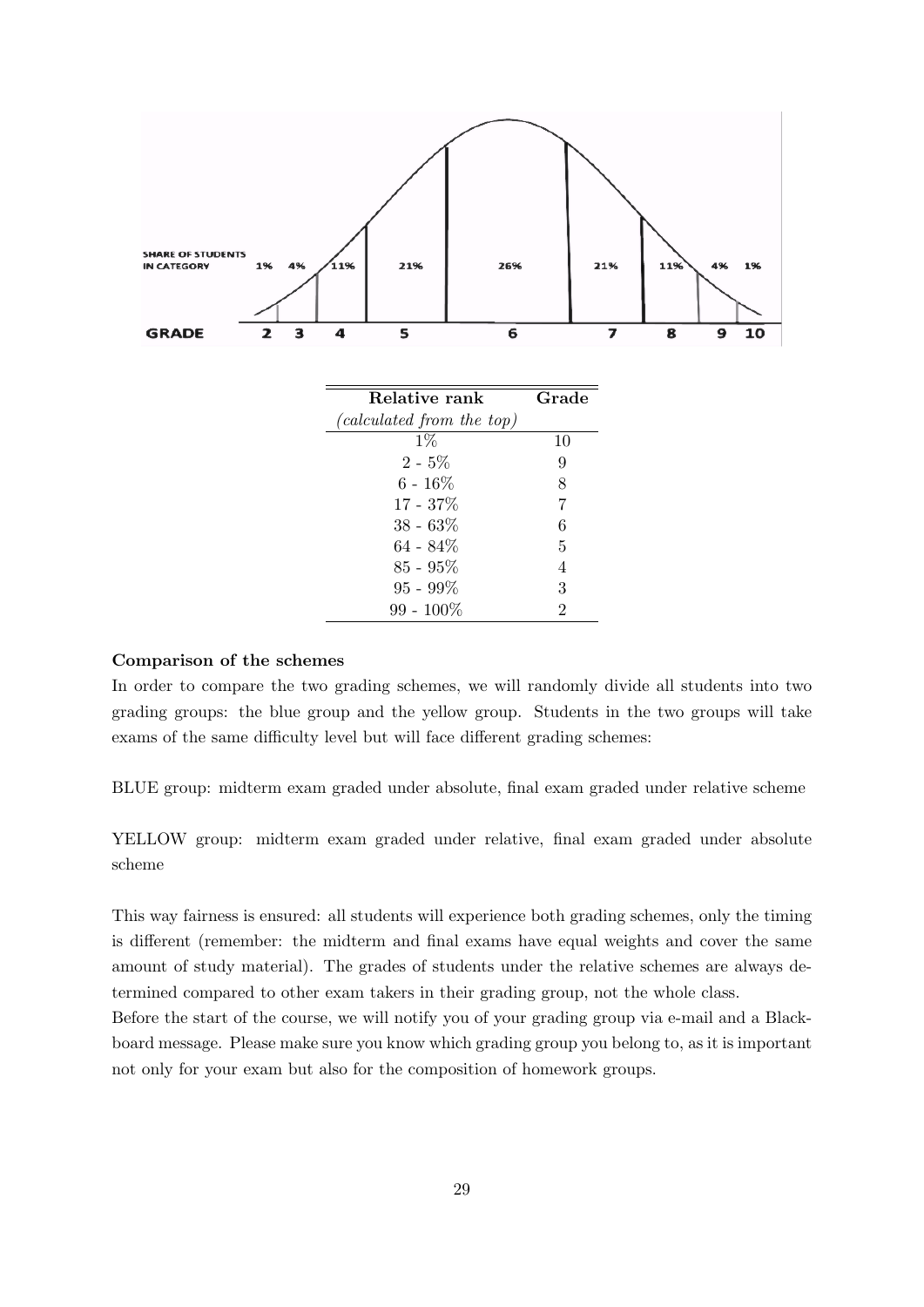| Relative rank | Grade |
|---|---|
| *(calculated from the top)* | |
| 1% | 10 |
| 2 - 5% | 9 |
| 6 - 16% | 8 |
| 17 - 37% | 7 |
| 38 - 63% | 6 |
| 64 - 84% | 5 |
| 85 - 95% | 4 |
| 95 - 99% | 3 |
| 99 - 100% | 2 |

**Comparison of the schemes**

In order to compare the two grading schemes, we will randomly divide all students into two grading groups: the blue group and the yellow group. Students in the two groups will take exams of the same difficulty level but will face different grading schemes:

BLUE group: midterm exam graded under absolute, final exam graded under relative scheme

YELLOW group: midterm exam graded under relative, final exam graded under absolute scheme

This way fairness is ensured: all students will experience both grading schemes, only the timing is different (remember: the midterm and final exams have equal weights and cover the same amount of study material). The grades of students under the relative schemes are always determined compared to other exam takers in their grading group, not the whole class.

Before the start of the course, we will notify you of your grading group via e-mail and a Blackboard message. Please make sure you know which grading group you belong to, as it is important not only for your exam but also for the composition of homework groups.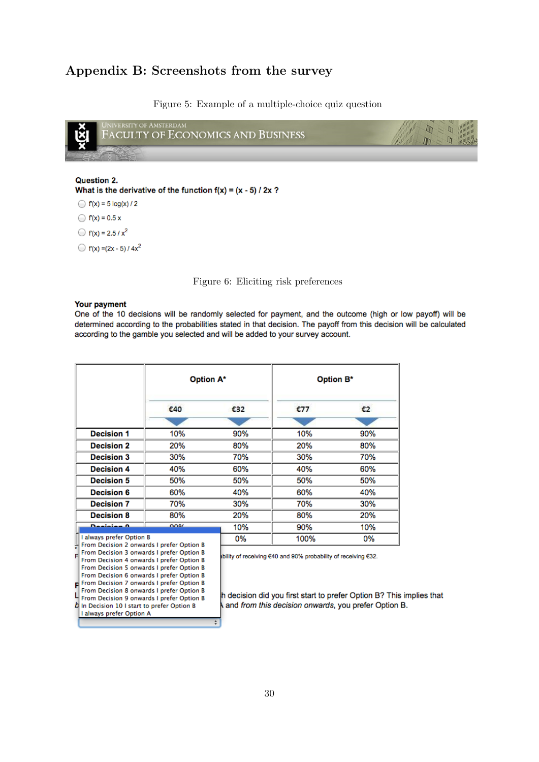# Appendix B: Screenshots from the survey

Figure 5: Example of a multiple-choice quiz question

UNIVERSITY OF AMSTERDAM
FACULTY OF ECONOMICS AND BUSINESS

**Question 2.**
**What is the derivative of the function f(x) = (x - 5) / 2x ?**

- f'(x) = 5 log(x) / 2
- f'(x) = 0.5 x
- f'(x) = 2.5 / x²
- f'(x) =(2x - 5) / 4x²

Figure 6: Eliciting risk preferences

**Your payment**
One of the 10 decisions will be randomly selected for payment, and the outcome (high or low payoff) will be determined according to the probabilities stated in that decision. The payoff from this decision will be calculated according to the gamble you selected and will be added to your survey account.

| | Option A* | | Option B* | |
|---|---|---|---|---|
| | €40 | €32 | €77 | €2 |
| Decision 1 | 10% | 90% | 10% | 90% |
| Decision 2 | 20% | 80% | 20% | 80% |
| Decision 3 | 30% | 70% | 30% | 70% |
| Decision 4 | 40% | 60% | 40% | 60% |
| Decision 5 | 50% | 50% | 50% | 50% |
| Decision 6 | 60% | 40% | 60% | 40% |
| Decision 7 | 70% | 30% | 70% | 30% |
| Decision 8 | 80% | 20% | 80% | 20% |
| Decision 9 | 90% | 10% | 90% | 10% |
| Decision 10 | | 0% | 100% | 0% |

...bility of receiving €40 and 90% probability of receiving €32.

...h decision did you first start to prefer Option B? This implies that ... A and *from this decision onwards*, you prefer Option B.

- I always prefer Option B
- From Decision 2 onwards I prefer Option B
- From Decision 3 onwards I prefer Option B
- From Decision 4 onwards I prefer Option B
- From Decision 5 onwards I prefer Option B
- From Decision 6 onwards I prefer Option B
- From Decision 7 onwards I prefer Option B
- From Decision 8 onwards I prefer Option B
- From Decision 9 onwards I prefer Option B
- In Decision 10 I start to prefer Option B
- I always prefer Option A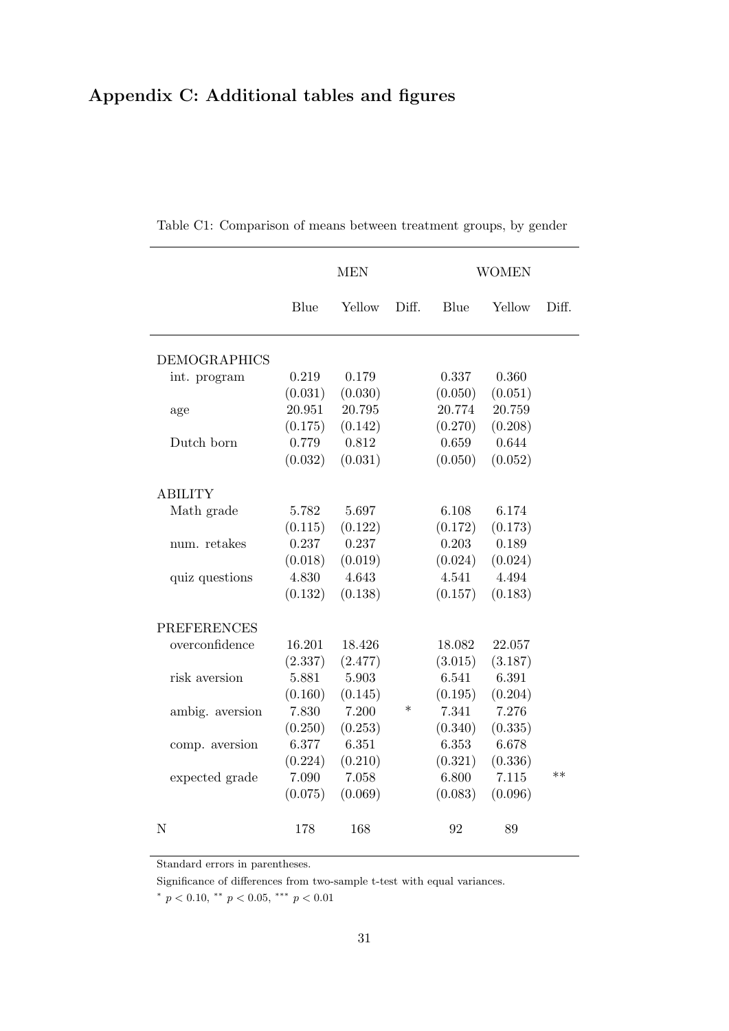## Appendix C: Additional tables and figures

Table C1: Comparison of means between treatment groups, by gender

| | MEN | | | WOMEN | | |
|---|---|---|---|---|---|---|
| | Blue | Yellow | Diff. | Blue | Yellow | Diff. |
| DEMOGRAPHICS | | | | | | |
| int. program | 0.219 | 0.179 | | 0.337 | 0.360 | |
| | (0.031) | (0.030) | | (0.050) | (0.051) | |
| age | 20.951 | 20.795 | | 20.774 | 20.759 | |
| | (0.175) | (0.142) | | (0.270) | (0.208) | |
| Dutch born | 0.779 | 0.812 | | 0.659 | 0.644 | |
| | (0.032) | (0.031) | | (0.050) | (0.052) | |
| ABILITY | | | | | | |
| Math grade | 5.782 | 5.697 | | 6.108 | 6.174 | |
| | (0.115) | (0.122) | | (0.172) | (0.173) | |
| num. retakes | 0.237 | 0.237 | | 0.203 | 0.189 | |
| | (0.018) | (0.019) | | (0.024) | (0.024) | |
| quiz questions | 4.830 | 4.643 | | 4.541 | 4.494 | |
| | (0.132) | (0.138) | | (0.157) | (0.183) | |
| PREFERENCES | | | | | | |
| overconfidence | 16.201 | 18.426 | | 18.082 | 22.057 | |
| | (2.337) | (2.477) | | (3.015) | (3.187) | |
| risk aversion | 5.881 | 5.903 | | 6.541 | 6.391 | |
| | (0.160) | (0.145) | | (0.195) | (0.204) | |
| ambig. aversion | 7.830 | 7.200 | * | 7.341 | 7.276 | |
| | (0.250) | (0.253) | | (0.340) | (0.335) | |
| comp. aversion | 6.377 | 6.351 | | 6.353 | 6.678 | |
| | (0.224) | (0.210) | | (0.321) | (0.336) | |
| expected grade | 7.090 | 7.058 | | 6.800 | 7.115 | ** |
| | (0.075) | (0.069) | | (0.083) | (0.096) | |
| N | 178 | 168 | | 92 | 89 | |

Standard errors in parentheses.

Significance of differences from two-sample t-test with equal variances.

* $p < 0.10$, ** $p < 0.05$, *** $p < 0.01$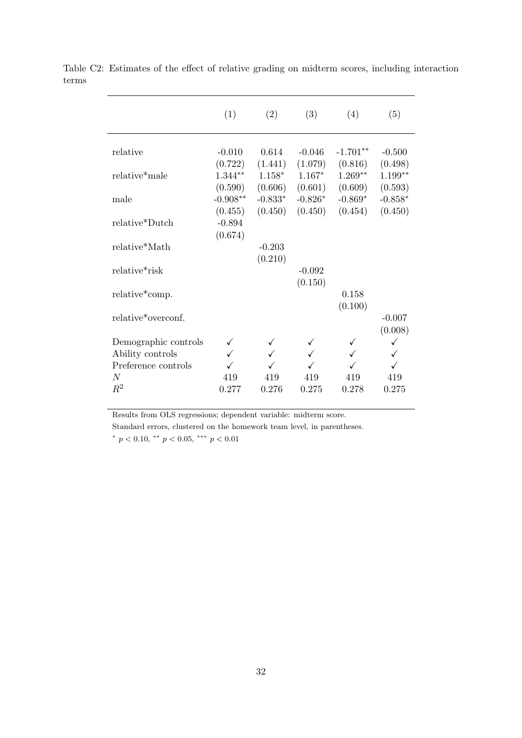Table C2: Estimates of the effect of relative grading on midterm scores, including interaction terms

| | (1) | (2) | (3) | (4) | (5) |
|---|---|---|---|---|---|
| relative | -0.010 | 0.614 | -0.046 | -1.701** | -0.500 |
| | (0.722) | (1.441) | (1.079) | (0.816) | (0.498) |
| relative*male | 1.344** | 1.158* | 1.167* | 1.269** | 1.199** |
| | (0.590) | (0.606) | (0.601) | (0.609) | (0.593) |
| male | -0.908** | -0.833* | -0.826* | -0.869* | -0.858* |
| | (0.455) | (0.450) | (0.450) | (0.454) | (0.450) |
| relative*Dutch | -0.894 | | | | |
| | (0.674) | | | | |
| relative*Math | | -0.203 | | | |
| | | (0.210) | | | |
| relative*risk | | | -0.092 | | |
| | | | (0.150) | | |
| relative*comp. | | | | 0.158 | |
| | | | | (0.100) | |
| relative*overconf. | | | | | -0.007 |
| | | | | | (0.008) |
| Demographic controls | ✓ | ✓ | ✓ | ✓ | ✓ |
| Ability controls | ✓ | ✓ | ✓ | ✓ | ✓ |
| Preference controls | ✓ | ✓ | ✓ | ✓ | ✓ |
| $N$ | 419 | 419 | 419 | 419 | 419 |
| $R^2$ | 0.277 | 0.276 | 0.275 | 0.278 | 0.275 |

Results from OLS regressions; dependent variable: midterm score.

Standard errors, clustered on the homework team level, in parentheses.

* $p < 0.10$, ** $p < 0.05$, *** $p < 0.01$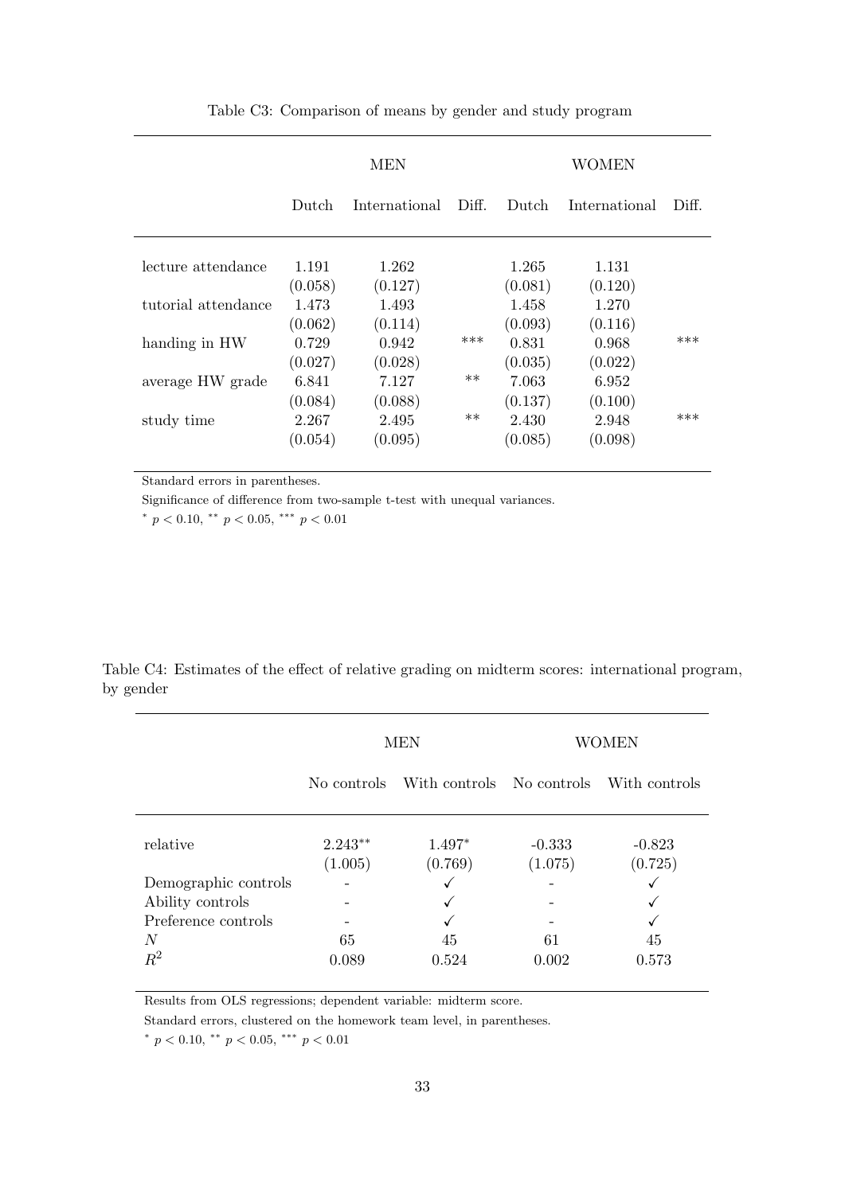Table C3: Comparison of means by gender and study program

| | MEN | | | WOMEN | | |
|---|---|---|---|---|---|---|
| | Dutch | International | Diff. | Dutch | International | Diff. |
| lecture attendance | 1.191 | 1.262 | | 1.265 | 1.131 | |
| | (0.058) | (0.127) | | (0.081) | (0.120) | |
| tutorial attendance | 1.473 | 1.493 | | 1.458 | 1.270 | |
| | (0.062) | (0.114) | | (0.093) | (0.116) | |
| handing in HW | 0.729 | 0.942 | *** | 0.831 | 0.968 | *** |
| | (0.027) | (0.028) | | (0.035) | (0.022) | |
| average HW grade | 6.841 | 7.127 | ** | 7.063 | 6.952 | |
| | (0.084) | (0.088) | | (0.137) | (0.100) | |
| study time | 2.267 | 2.495 | ** | 2.430 | 2.948 | *** |
| | (0.054) | (0.095) | | (0.085) | (0.098) | |

Standard errors in parentheses.

Significance of difference from two-sample t-test with unequal variances.

* $p < 0.10$, ** $p < 0.05$, *** $p < 0.01$

Table C4: Estimates of the effect of relative grading on midterm scores: international program, by gender

| | MEN | | WOMEN | |
|---|---|---|---|---|
| | No controls | With controls | No controls | With controls |
| relative | 2.243** | 1.497* | -0.333 | -0.823 |
| | (1.005) | (0.769) | (1.075) | (0.725) |
| Demographic controls | - | ✓ | - | ✓ |
| Ability controls | - | ✓ | - | ✓ |
| Preference controls | - | ✓ | - | ✓ |
| $N$ | 65 | 45 | 61 | 45 |
| $R^2$ | 0.089 | 0.524 | 0.002 | 0.573 |

Results from OLS regressions; dependent variable: midterm score.

Standard errors, clustered on the homework team level, in parentheses.

* $p < 0.10$, ** $p < 0.05$, *** $p < 0.01$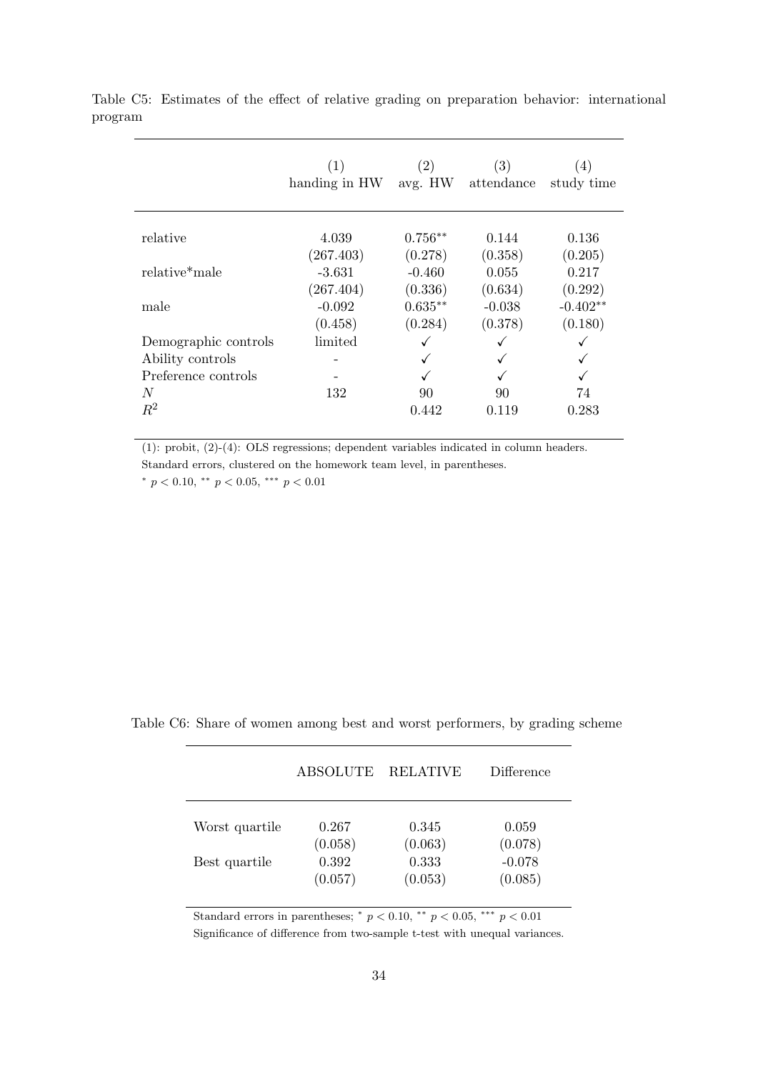Table C5: Estimates of the effect of relative grading on preparation behavior: international program

| | (1) handing in HW | (2) avg. HW | (3) attendance | (4) study time |
|---|---|---|---|---|
| relative | 4.039 | 0.756** | 0.144 | 0.136 |
| | (267.403) | (0.278) | (0.358) | (0.205) |
| relative*male | -3.631 | -0.460 | 0.055 | 0.217 |
| | (267.404) | (0.336) | (0.634) | (0.292) |
| male | -0.092 | 0.635** | -0.038 | -0.402** |
| | (0.458) | (0.284) | (0.378) | (0.180) |
| Demographic controls | limited | ✓ | ✓ | ✓ |
| Ability controls | - | ✓ | ✓ | ✓ |
| Preference controls | - | ✓ | ✓ | ✓ |
| $N$ | 132 | 90 | 90 | 74 |
| $R^2$ | | 0.442 | 0.119 | 0.283 |

(1): probit, (2)-(4): OLS regressions; dependent variables indicated in column headers.
Standard errors, clustered on the homework team level, in parentheses.
* $p < 0.10$, ** $p < 0.05$, *** $p < 0.01$

Table C6: Share of women among best and worst performers, by grading scheme

| | ABSOLUTE | RELATIVE | Difference |
|---|---|---|---|
| Worst quartile | 0.267 | 0.345 | 0.059 |
| | (0.058) | (0.063) | (0.078) |
| Best quartile | 0.392 | 0.333 | -0.078 |
| | (0.057) | (0.053) | (0.085) |

Standard errors in parentheses; * $p < 0.10$, ** $p < 0.05$, *** $p < 0.01$
Significance of difference from two-sample t-test with unequal variances.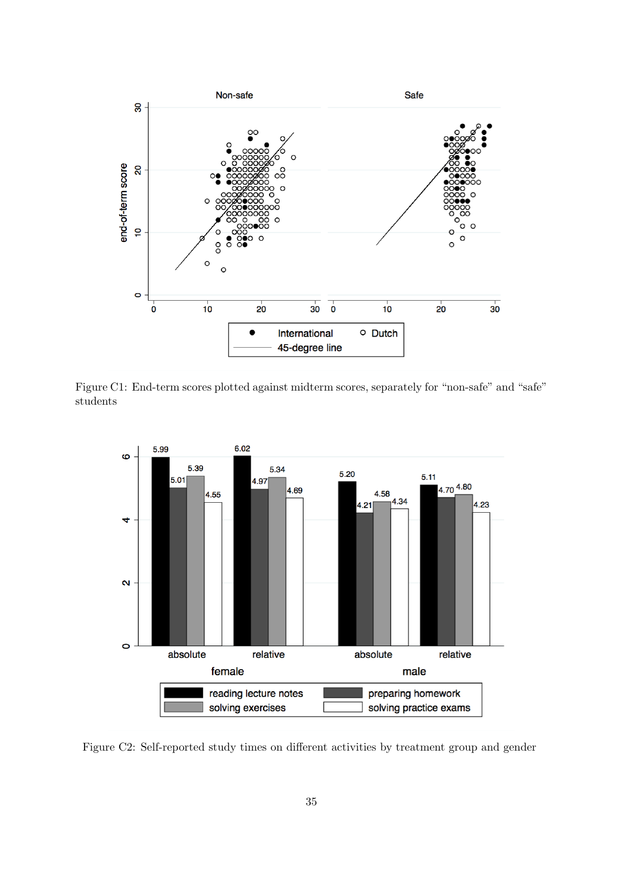Non-safe

Safe

end-of-term score

0
10
20
30

0
10
20
30
0
10
20
30

International
Dutch
45-degree line

Figure C1: End-term scores plotted against midterm scores, separately for “non-safe” and “safe” students

0
2
4
6

5.99
5.01
5.39
4.55
6.02
4.97
5.34
4.69
5.20
4.21
4.58
4.34
5.11
4.70
4.80
4.23

absolute
relative
absolute
relative

female
male

reading lecture notes
preparing homework
solving exercises
solving practice exams

Figure C2: Self-reported study times on different activities by treatment group and gender